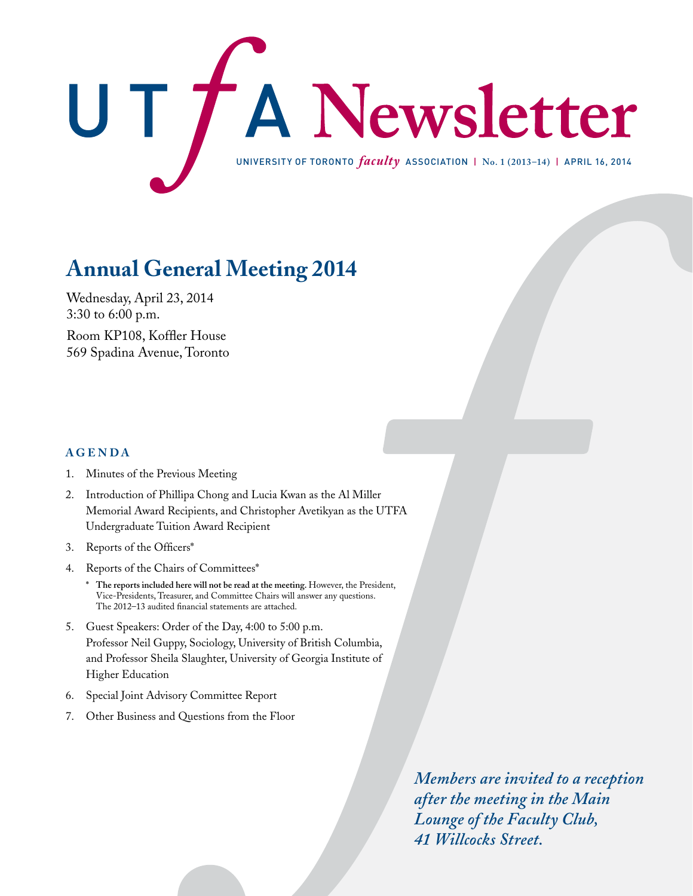# UTfA Newsletter

UNIVERSITY OF TORONTO *faculty* ASSOCIATION | No. 1 (2013–14) | APRIL 16, 2014

## Annual General Meeting 2014

Wednesday, April 23, 2014
3:30 to 6:00 p.m.

Room KP108, Koffler House
569 Spadina Avenue, Toronto

### AGENDA

1. Minutes of the Previous Meeting
2. Introduction of Phillipa Chong and Lucia Kwan as the Al Miller Memorial Award Recipients, and Christopher Avetikyan as the UTFA Undergraduate Tuition Award Recipient
3. Reports of the Officers*
4. Reports of the Chairs of Committees*

   \* **The reports included here will not be read at the meeting.** However, the President, Vice-Presidents, Treasurer, and Committee Chairs will answer any questions. The 2012–13 audited financial statements are attached.

5. Guest Speakers: Order of the Day, 4:00 to 5:00 p.m.
   Professor Neil Guppy, Sociology, University of British Columbia, and Professor Sheila Slaughter, University of Georgia Institute of Higher Education
6. Special Joint Advisory Committee Report
7. Other Business and Questions from the Floor

***Members are invited to a reception after the meeting in the Main Lounge of the Faculty Club, 41 Willcocks Street.***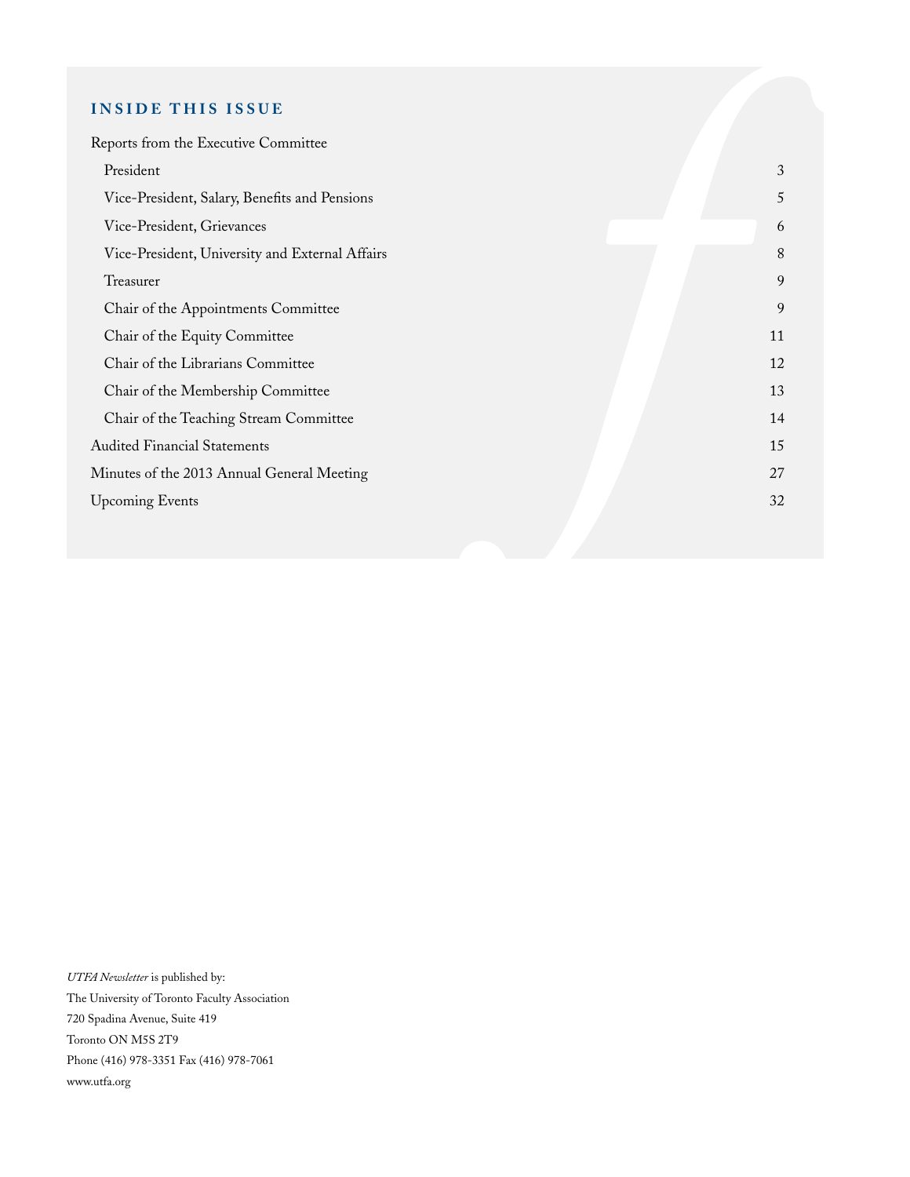## INSIDE THIS ISSUE

| | |
|---|---|
| Reports from the Executive Committee | |
| President | 3 |
| Vice-President, Salary, Benefits and Pensions | 5 |
| Vice-President, Grievances | 6 |
| Vice-President, University and External Affairs | 8 |
| Treasurer | 9 |
| Chair of the Appointments Committee | 9 |
| Chair of the Equity Committee | 11 |
| Chair of the Librarians Committee | 12 |
| Chair of the Membership Committee | 13 |
| Chair of the Teaching Stream Committee | 14 |
| Audited Financial Statements | 15 |
| Minutes of the 2013 Annual General Meeting | 27 |
| Upcoming Events | 32 |

*UTFA Newsletter* is published by:
The University of Toronto Faculty Association
720 Spadina Avenue, Suite 419
Toronto ON M5S 2T9
Phone (416) 978-3351 Fax (416) 978-7061
www.utfa.org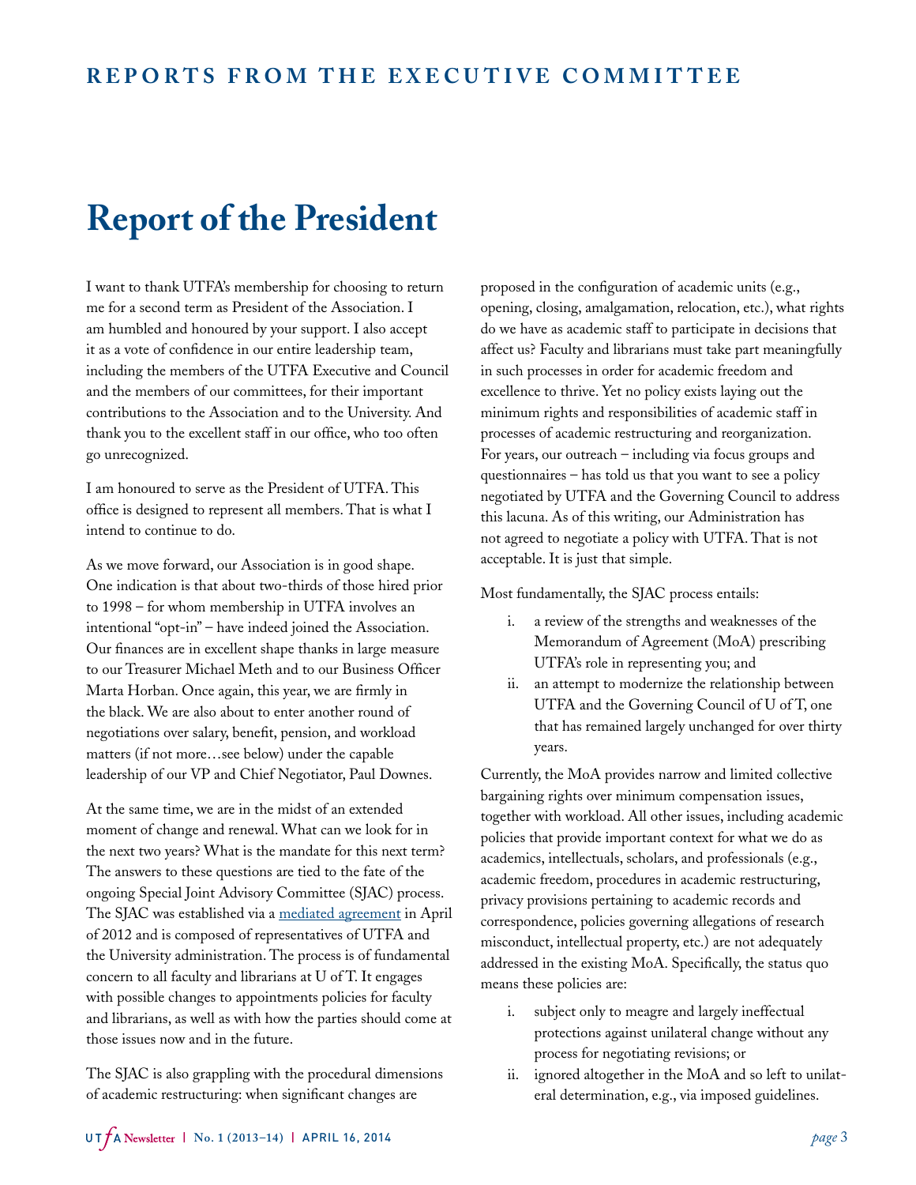## REPORTS FROM THE EXECUTIVE COMMITTEE

# Report of the President

I want to thank UTFA's membership for choosing to return me for a second term as President of the Association. I am humbled and honoured by your support. I also accept it as a vote of confidence in our entire leadership team, including the members of the UTFA Executive and Council and the members of our committees, for their important contributions to the Association and to the University. And thank you to the excellent staff in our office, who too often go unrecognized.

I am honoured to serve as the President of UTFA. This office is designed to represent all members. That is what I intend to continue to do.

As we move forward, our Association is in good shape. One indication is that about two-thirds of those hired prior to 1998 – for whom membership in UTFA involves an intentional "opt-in" – have indeed joined the Association. Our finances are in excellent shape thanks in large measure to our Treasurer Michael Meth and to our Business Officer Marta Horban. Once again, this year, we are firmly in the black. We are also about to enter another round of negotiations over salary, benefit, pension, and workload matters (if not more…see below) under the capable leadership of our VP and Chief Negotiator, Paul Downes.

At the same time, we are in the midst of an extended moment of change and renewal. What can we look for in the next two years? What is the mandate for this next term? The answers to these questions are tied to the fate of the ongoing Special Joint Advisory Committee (SJAC) process. The SJAC was established via a mediated agreement in April of 2012 and is composed of representatives of UTFA and the University administration. The process is of fundamental concern to all faculty and librarians at U of T. It engages with possible changes to appointments policies for faculty and librarians, as well as with how the parties should come at those issues now and in the future.

The SJAC is also grappling with the procedural dimensions of academic restructuring: when significant changes are proposed in the configuration of academic units (e.g., opening, closing, amalgamation, relocation, etc.), what rights do we have as academic staff to participate in decisions that affect us? Faculty and librarians must take part meaningfully in such processes in order for academic freedom and excellence to thrive. Yet no policy exists laying out the minimum rights and responsibilities of academic staff in processes of academic restructuring and reorganization. For years, our outreach – including via focus groups and questionnaires – has told us that you want to see a policy negotiated by UTFA and the Governing Council to address this lacuna. As of this writing, our Administration has not agreed to negotiate a policy with UTFA. That is not acceptable. It is just that simple.

Most fundamentally, the SJAC process entails:

i. a review of the strengths and weaknesses of the Memorandum of Agreement (MoA) prescribing UTFA's role in representing you; and
ii. an attempt to modernize the relationship between UTFA and the Governing Council of U of T, one that has remained largely unchanged for over thirty years.

Currently, the MoA provides narrow and limited collective bargaining rights over minimum compensation issues, together with workload. All other issues, including academic policies that provide important context for what we do as academics, intellectuals, scholars, and professionals (e.g., academic freedom, procedures in academic restructuring, privacy provisions pertaining to academic records and correspondence, policies governing allegations of research misconduct, intellectual property, etc.) are not adequately addressed in the existing MoA. Specifically, the status quo means these policies are:

i. subject only to meagre and largely ineffectual protections against unilateral change without any process for negotiating revisions; or
ii. ignored altogether in the MoA and so left to unilateral determination, e.g., via imposed guidelines.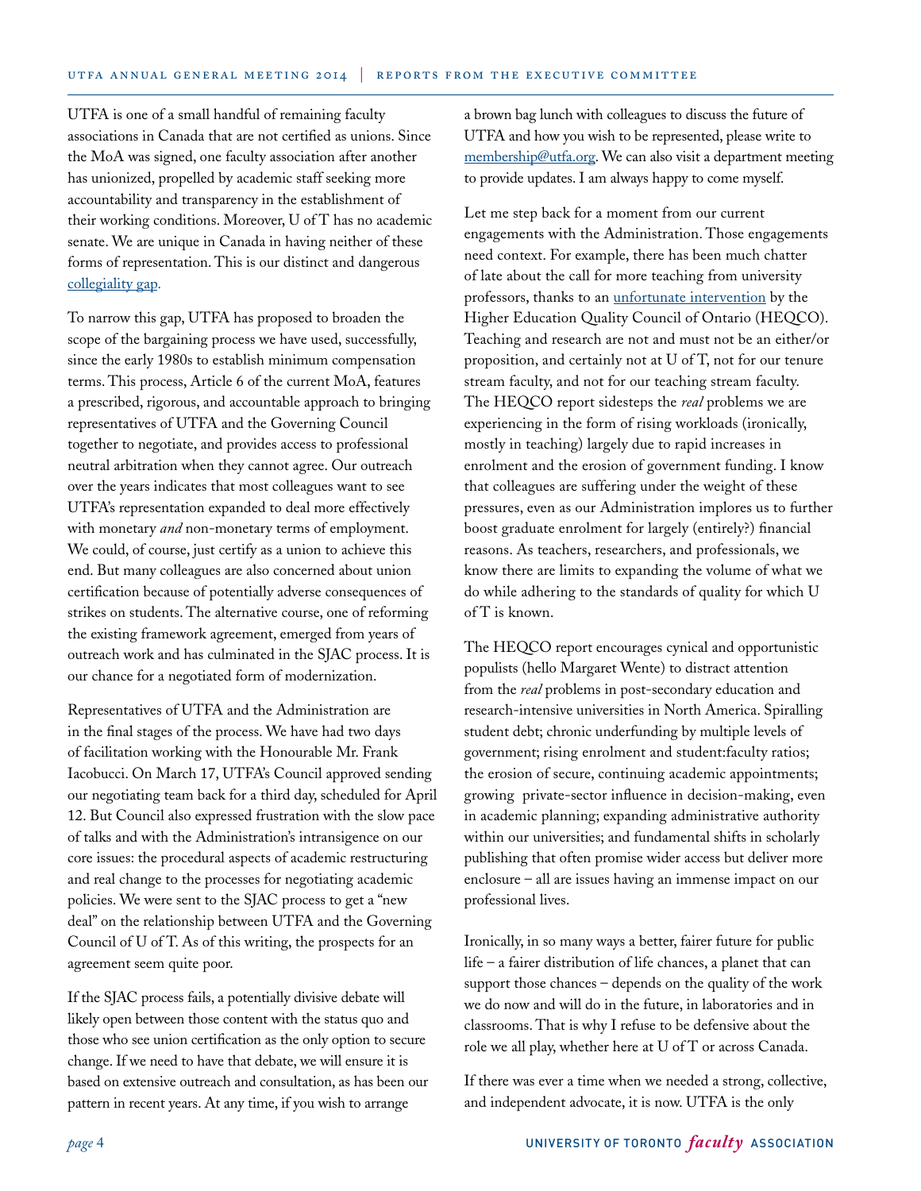UTFA is one of a small handful of remaining faculty associations in Canada that are not certified as unions. Since the MoA was signed, one faculty association after another has unionized, propelled by academic staff seeking more accountability and transparency in the establishment of their working conditions. Moreover, U of T has no academic senate. We are unique in Canada in having neither of these forms of representation. This is our distinct and dangerous collegiality gap.

To narrow this gap, UTFA has proposed to broaden the scope of the bargaining process we have used, successfully, since the early 1980s to establish minimum compensation terms. This process, Article 6 of the current MoA, features a prescribed, rigorous, and accountable approach to bringing representatives of UTFA and the Governing Council together to negotiate, and provides access to professional neutral arbitration when they cannot agree. Our outreach over the years indicates that most colleagues want to see UTFA's representation expanded to deal more effectively with monetary *and* non-monetary terms of employment. We could, of course, just certify as a union to achieve this end. But many colleagues are also concerned about union certification because of potentially adverse consequences of strikes on students. The alternative course, one of reforming the existing framework agreement, emerged from years of outreach work and has culminated in the SJAC process. It is our chance for a negotiated form of modernization.

Representatives of UTFA and the Administration are in the final stages of the process. We have had two days of facilitation working with the Honourable Mr. Frank Iacobucci. On March 17, UTFA's Council approved sending our negotiating team back for a third day, scheduled for April 12. But Council also expressed frustration with the slow pace of talks and with the Administration's intransigence on our core issues: the procedural aspects of academic restructuring and real change to the processes for negotiating academic policies. We were sent to the SJAC process to get a "new deal" on the relationship between UTFA and the Governing Council of U of T. As of this writing, the prospects for an agreement seem quite poor.

If the SJAC process fails, a potentially divisive debate will likely open between those content with the status quo and those who see union certification as the only option to secure change. If we need to have that debate, we will ensure it is based on extensive outreach and consultation, as has been our pattern in recent years. At any time, if you wish to arrange a brown bag lunch with colleagues to discuss the future of UTFA and how you wish to be represented, please write to membership@utfa.org. We can also visit a department meeting to provide updates. I am always happy to come myself.

Let me step back for a moment from our current engagements with the Administration. Those engagements need context. For example, there has been much chatter of late about the call for more teaching from university professors, thanks to an unfortunate intervention by the Higher Education Quality Council of Ontario (HEQCO). Teaching and research are not and must not be an either/or proposition, and certainly not at U of T, not for our tenure stream faculty, and not for our teaching stream faculty. The HEQCO report sidesteps the *real* problems we are experiencing in the form of rising workloads (ironically, mostly in teaching) largely due to rapid increases in enrolment and the erosion of government funding. I know that colleagues are suffering under the weight of these pressures, even as our Administration implores us to further boost graduate enrolment for largely (entirely?) financial reasons. As teachers, researchers, and professionals, we know there are limits to expanding the volume of what we do while adhering to the standards of quality for which U of T is known.

The HEQCO report encourages cynical and opportunistic populists (hello Margaret Wente) to distract attention from the *real* problems in post-secondary education and research-intensive universities in North America. Spiralling student debt; chronic underfunding by multiple levels of government; rising enrolment and student:faculty ratios; the erosion of secure, continuing academic appointments; growing private-sector influence in decision-making, even in academic planning; expanding administrative authority within our universities; and fundamental shifts in scholarly publishing that often promise wider access but deliver more enclosure – all are issues having an immense impact on our professional lives.

Ironically, in so many ways a better, fairer future for public life – a fairer distribution of life chances, a planet that can support those chances – depends on the quality of the work we do now and will do in the future, in laboratories and in classrooms. That is why I refuse to be defensive about the role we all play, whether here at U of T or across Canada.

If there was ever a time when we needed a strong, collective, and independent advocate, it is now. UTFA is the only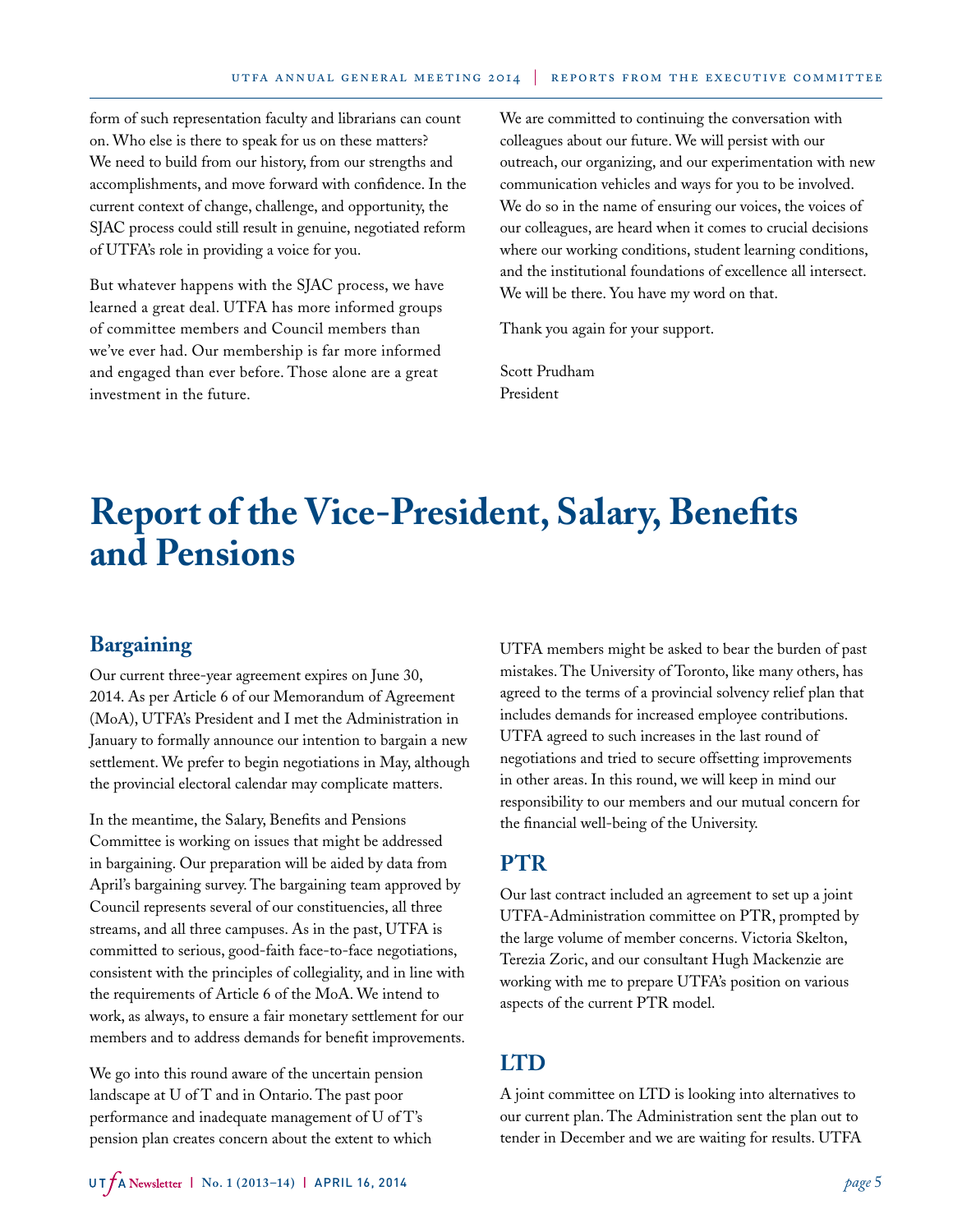form of such representation faculty and librarians can count on. Who else is there to speak for us on these matters? We need to build from our history, from our strengths and accomplishments, and move forward with confidence. In the current context of change, challenge, and opportunity, the SJAC process could still result in genuine, negotiated reform of UTFA's role in providing a voice for you.

But whatever happens with the SJAC process, we have learned a great deal. UTFA has more informed groups of committee members and Council members than we've ever had. Our membership is far more informed and engaged than ever before. Those alone are a great investment in the future.

We are committed to continuing the conversation with colleagues about our future. We will persist with our outreach, our organizing, and our experimentation with new communication vehicles and ways for you to be involved. We do so in the name of ensuring our voices, the voices of our colleagues, are heard when it comes to crucial decisions where our working conditions, student learning conditions, and the institutional foundations of excellence all intersect. We will be there. You have my word on that.

Thank you again for your support.

Scott Prudham
President

# Report of the Vice-President, Salary, Benefits and Pensions

## Bargaining

Our current three-year agreement expires on June 30, 2014. As per Article 6 of our Memorandum of Agreement (MoA), UTFA's President and I met the Administration in January to formally announce our intention to bargain a new settlement. We prefer to begin negotiations in May, although the provincial electoral calendar may complicate matters.

In the meantime, the Salary, Benefits and Pensions Committee is working on issues that might be addressed in bargaining. Our preparation will be aided by data from April's bargaining survey. The bargaining team approved by Council represents several of our constituencies, all three streams, and all three campuses. As in the past, UTFA is committed to serious, good-faith face-to-face negotiations, consistent with the principles of collegiality, and in line with the requirements of Article 6 of the MoA. We intend to work, as always, to ensure a fair monetary settlement for our members and to address demands for benefit improvements.

We go into this round aware of the uncertain pension landscape at U of T and in Ontario. The past poor performance and inadequate management of U of T's pension plan creates concern about the extent to which UTFA members might be asked to bear the burden of past mistakes. The University of Toronto, like many others, has agreed to the terms of a provincial solvency relief plan that includes demands for increased employee contributions. UTFA agreed to such increases in the last round of negotiations and tried to secure offsetting improvements in other areas. In this round, we will keep in mind our responsibility to our members and our mutual concern for the financial well-being of the University.

## PTR

Our last contract included an agreement to set up a joint UTFA-Administration committee on PTR, prompted by the large volume of member concerns. Victoria Skelton, Terezia Zoric, and our consultant Hugh Mackenzie are working with me to prepare UTFA's position on various aspects of the current PTR model.

## LTD

A joint committee on LTD is looking into alternatives to our current plan. The Administration sent the plan out to tender in December and we are waiting for results. UTFA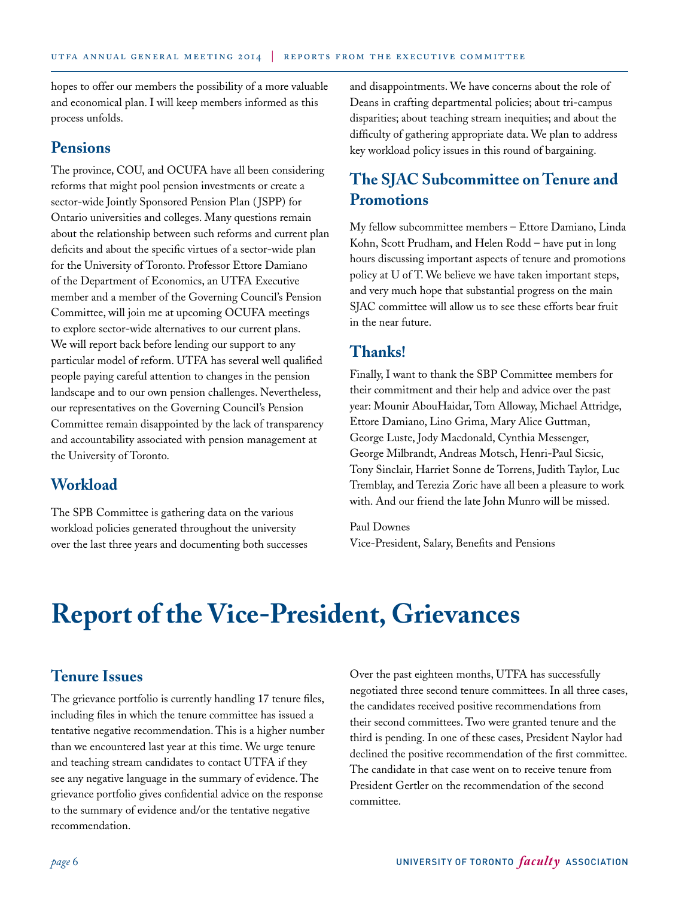hopes to offer our members the possibility of a more valuable and economical plan. I will keep members informed as this process unfolds.

### Pensions

The province, COU, and OCUFA have all been considering reforms that might pool pension investments or create a sector-wide Jointly Sponsored Pension Plan (JSPP) for Ontario universities and colleges. Many questions remain about the relationship between such reforms and current plan deficits and about the specific virtues of a sector-wide plan for the University of Toronto. Professor Ettore Damiano of the Department of Economics, an UTFA Executive member and a member of the Governing Council's Pension Committee, will join me at upcoming OCUFA meetings to explore sector-wide alternatives to our current plans. We will report back before lending our support to any particular model of reform. UTFA has several well qualified people paying careful attention to changes in the pension landscape and to our own pension challenges. Nevertheless, our representatives on the Governing Council's Pension Committee remain disappointed by the lack of transparency and accountability associated with pension management at the University of Toronto.

### Workload

The SPB Committee is gathering data on the various workload policies generated throughout the university over the last three years and documenting both successes and disappointments. We have concerns about the role of Deans in crafting departmental policies; about tri-campus disparities; about teaching stream inequities; and about the difficulty of gathering appropriate data. We plan to address key workload policy issues in this round of bargaining.

### The SJAC Subcommittee on Tenure and Promotions

My fellow subcommittee members – Ettore Damiano, Linda Kohn, Scott Prudham, and Helen Rodd – have put in long hours discussing important aspects of tenure and promotions policy at U of T. We believe we have taken important steps, and very much hope that substantial progress on the main SJAC committee will allow us to see these efforts bear fruit in the near future.

### Thanks!

Finally, I want to thank the SBP Committee members for their commitment and their help and advice over the past year: Mounir AbouHaidar, Tom Alloway, Michael Attridge, Ettore Damiano, Lino Grima, Mary Alice Guttman, George Luste, Jody Macdonald, Cynthia Messenger, George Milbrandt, Andreas Motsch, Henri-Paul Sicsic, Tony Sinclair, Harriet Sonne de Torrens, Judith Taylor, Luc Tremblay, and Terezia Zoric have all been a pleasure to work with. And our friend the late John Munro will be missed.

Paul Downes
Vice-President, Salary, Benefits and Pensions

# Report of the Vice-President, Grievances

### Tenure Issues

The grievance portfolio is currently handling 17 tenure files, including files in which the tenure committee has issued a tentative negative recommendation. This is a higher number than we encountered last year at this time. We urge tenure and teaching stream candidates to contact UTFA if they see any negative language in the summary of evidence. The grievance portfolio gives confidential advice on the response to the summary of evidence and/or the tentative negative recommendation.

Over the past eighteen months, UTFA has successfully negotiated three second tenure committees. In all three cases, the candidates received positive recommendations from their second committees. Two were granted tenure and the third is pending. In one of these cases, President Naylor had declined the positive recommendation of the first committee. The candidate in that case went on to receive tenure from President Gertler on the recommendation of the second committee.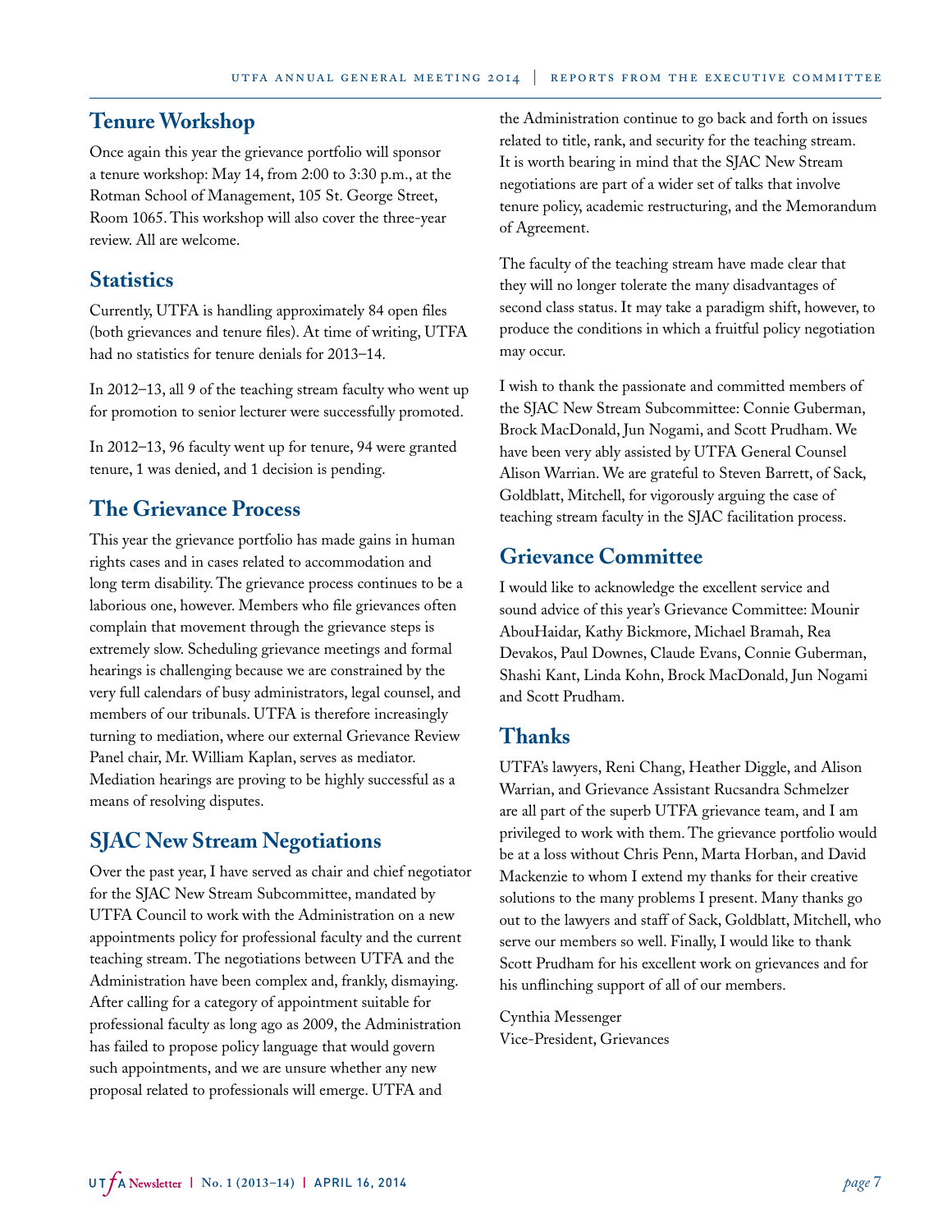## Tenure Workshop

Once again this year the grievance portfolio will sponsor a tenure workshop: May 14, from 2:00 to 3:30 p.m., at the Rotman School of Management, 105 St. George Street, Room 1065. This workshop will also cover the three-year review. All are welcome.

## Statistics

Currently, UTFA is handling approximately 84 open files (both grievances and tenure files). At time of writing, UTFA had no statistics for tenure denials for 2013–14.

In 2012–13, all 9 of the teaching stream faculty who went up for promotion to senior lecturer were successfully promoted.

In 2012–13, 96 faculty went up for tenure, 94 were granted tenure, 1 was denied, and 1 decision is pending.

## The Grievance Process

This year the grievance portfolio has made gains in human rights cases and in cases related to accommodation and long term disability. The grievance process continues to be a laborious one, however. Members who file grievances often complain that movement through the grievance steps is extremely slow. Scheduling grievance meetings and formal hearings is challenging because we are constrained by the very full calendars of busy administrators, legal counsel, and members of our tribunals. UTFA is therefore increasingly turning to mediation, where our external Grievance Review Panel chair, Mr. William Kaplan, serves as mediator. Mediation hearings are proving to be highly successful as a means of resolving disputes.

## SJAC New Stream Negotiations

Over the past year, I have served as chair and chief negotiator for the SJAC New Stream Subcommittee, mandated by UTFA Council to work with the Administration on a new appointments policy for professional faculty and the current teaching stream. The negotiations between UTFA and the Administration have been complex and, frankly, dismaying. After calling for a category of appointment suitable for professional faculty as long ago as 2009, the Administration has failed to propose policy language that would govern such appointments, and we are unsure whether any new proposal related to professionals will emerge. UTFA and the Administration continue to go back and forth on issues related to title, rank, and security for the teaching stream. It is worth bearing in mind that the SJAC New Stream negotiations are part of a wider set of talks that involve tenure policy, academic restructuring, and the Memorandum of Agreement.

The faculty of the teaching stream have made clear that they will no longer tolerate the many disadvantages of second class status. It may take a paradigm shift, however, to produce the conditions in which a fruitful policy negotiation may occur.

I wish to thank the passionate and committed members of the SJAC New Stream Subcommittee: Connie Guberman, Brock MacDonald, Jun Nogami, and Scott Prudham. We have been very ably assisted by UTFA General Counsel Alison Warrian. We are grateful to Steven Barrett, of Sack, Goldblatt, Mitchell, for vigorously arguing the case of teaching stream faculty in the SJAC facilitation process.

## Grievance Committee

I would like to acknowledge the excellent service and sound advice of this year's Grievance Committee: Mounir AbouHaidar, Kathy Bickmore, Michael Bramah, Rea Devakos, Paul Downes, Claude Evans, Connie Guberman, Shashi Kant, Linda Kohn, Brock MacDonald, Jun Nogami and Scott Prudham.

## Thanks

UTFA's lawyers, Reni Chang, Heather Diggle, and Alison Warrian, and Grievance Assistant Rucsandra Schmelzer are all part of the superb UTFA grievance team, and I am privileged to work with them. The grievance portfolio would be at a loss without Chris Penn, Marta Horban, and David Mackenzie to whom I extend my thanks for their creative solutions to the many problems I present. Many thanks go out to the lawyers and staff of Sack, Goldblatt, Mitchell, who serve our members so well. Finally, I would like to thank Scott Prudham for his excellent work on grievances and for his unflinching support of all of our members.

Cynthia Messenger
Vice-President, Grievances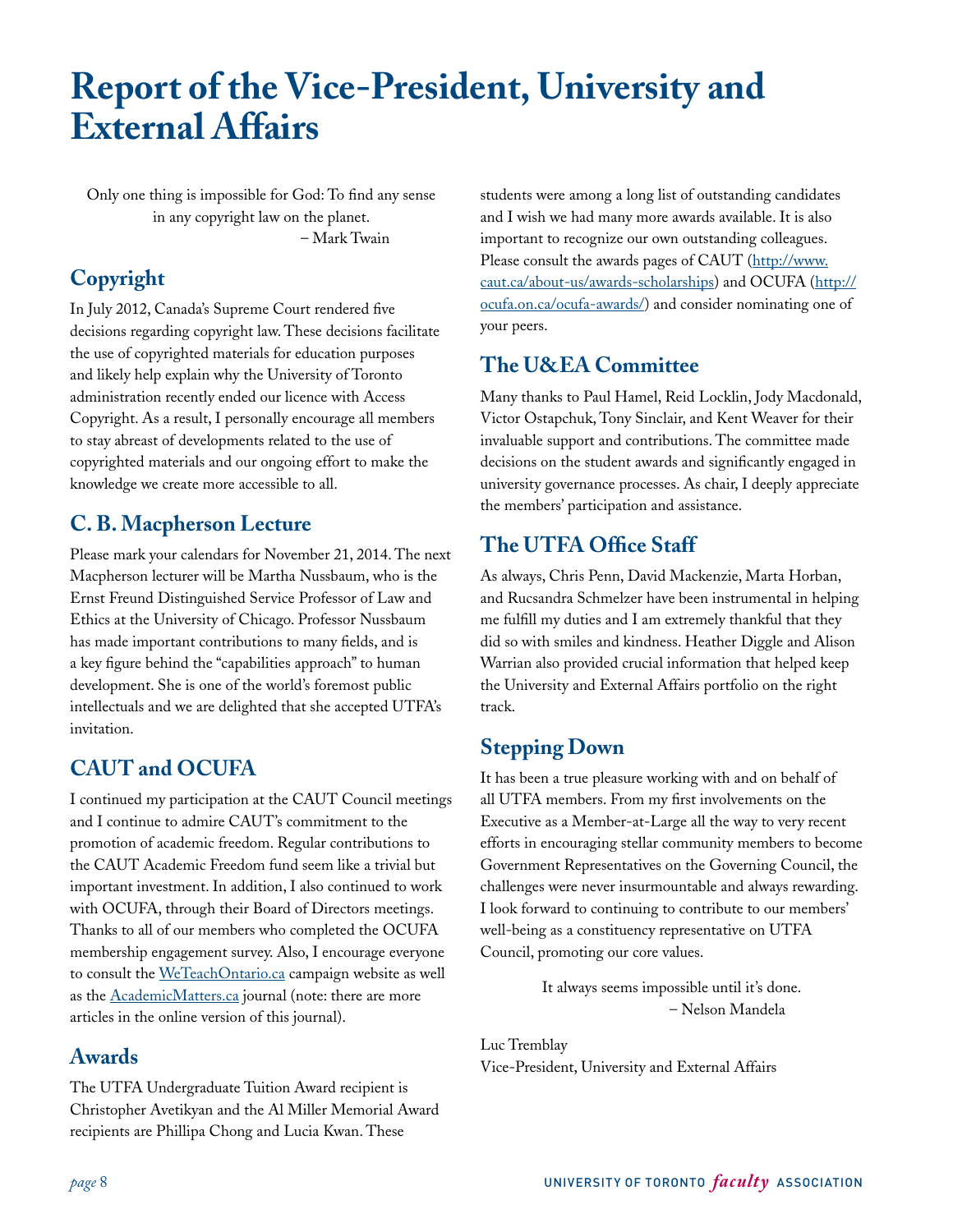# Report of the Vice-President, University and External Affairs

> Only one thing is impossible for God: To find any sense in any copyright law on the planet.
> – Mark Twain

## Copyright

In July 2012, Canada's Supreme Court rendered five decisions regarding copyright law. These decisions facilitate the use of copyrighted materials for education purposes and likely help explain why the University of Toronto administration recently ended our licence with Access Copyright. As a result, I personally encourage all members to stay abreast of developments related to the use of copyrighted materials and our ongoing effort to make the knowledge we create more accessible to all.

## C. B. Macpherson Lecture

Please mark your calendars for November 21, 2014. The next Macpherson lecturer will be Martha Nussbaum, who is the Ernst Freund Distinguished Service Professor of Law and Ethics at the University of Chicago. Professor Nussbaum has made important contributions to many fields, and is a key figure behind the "capabilities approach" to human development. She is one of the world's foremost public intellectuals and we are delighted that she accepted UTFA's invitation.

## CAUT and OCUFA

I continued my participation at the CAUT Council meetings and I continue to admire CAUT's commitment to the promotion of academic freedom. Regular contributions to the CAUT Academic Freedom fund seem like a trivial but important investment. In addition, I also continued to work with OCUFA, through their Board of Directors meetings. Thanks to all of our members who completed the OCUFA membership engagement survey. Also, I encourage everyone to consult the WeTeachOntario.ca campaign website as well as the AcademicMatters.ca journal (note: there are more articles in the online version of this journal).

## Awards

The UTFA Undergraduate Tuition Award recipient is Christopher Avetikyan and the Al Miller Memorial Award recipients are Phillipa Chong and Lucia Kwan. These students were among a long list of outstanding candidates and I wish we had many more awards available. It is also important to recognize our own outstanding colleagues. Please consult the awards pages of CAUT (http://www.caut.ca/about-us/awards-scholarships) and OCUFA (http://ocufa.on.ca/ocufa-awards/) and consider nominating one of your peers.

## The U&EA Committee

Many thanks to Paul Hamel, Reid Locklin, Jody Macdonald, Victor Ostapchuk, Tony Sinclair, and Kent Weaver for their invaluable support and contributions. The committee made decisions on the student awards and significantly engaged in university governance processes. As chair, I deeply appreciate the members' participation and assistance.

## The UTFA Office Staff

As always, Chris Penn, David Mackenzie, Marta Horban, and Rucsandra Schmelzer have been instrumental in helping me fulfill my duties and I am extremely thankful that they did so with smiles and kindness. Heather Diggle and Alison Warrian also provided crucial information that helped keep the University and External Affairs portfolio on the right track.

## Stepping Down

It has been a true pleasure working with and on behalf of all UTFA members. From my first involvements on the Executive as a Member-at-Large all the way to very recent efforts in encouraging stellar community members to become Government Representatives on the Governing Council, the challenges were never insurmountable and always rewarding. I look forward to continuing to contribute to our members' well-being as a constituency representative on UTFA Council, promoting our core values.

> It always seems impossible until it's done.
> – Nelson Mandela

Luc Tremblay
Vice-President, University and External Affairs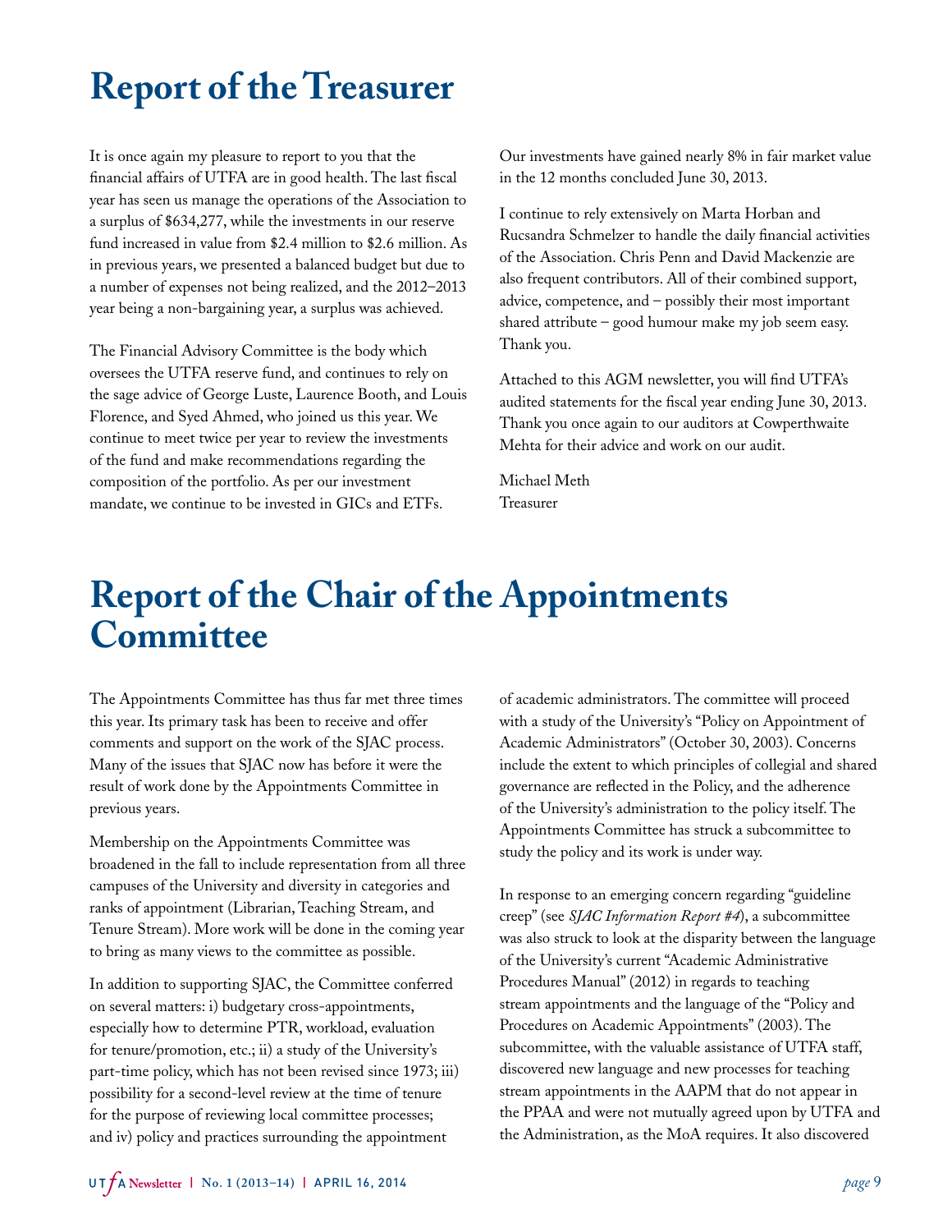# Report of the Treasurer

It is once again my pleasure to report to you that the financial affairs of UTFA are in good health. The last fiscal year has seen us manage the operations of the Association to a surplus of $634,277, while the investments in our reserve fund increased in value from $2.4 million to $2.6 million. As in previous years, we presented a balanced budget but due to a number of expenses not being realized, and the 2012–2013 year being a non-bargaining year, a surplus was achieved.

The Financial Advisory Committee is the body which oversees the UTFA reserve fund, and continues to rely on the sage advice of George Luste, Laurence Booth, and Louis Florence, and Syed Ahmed, who joined us this year. We continue to meet twice per year to review the investments of the fund and make recommendations regarding the composition of the portfolio. As per our investment mandate, we continue to be invested in GICs and ETFs. Our investments have gained nearly 8% in fair market value in the 12 months concluded June 30, 2013.

I continue to rely extensively on Marta Horban and Rucsandra Schmelzer to handle the daily financial activities of the Association. Chris Penn and David Mackenzie are also frequent contributors. All of their combined support, advice, competence, and – possibly their most important shared attribute – good humour make my job seem easy. Thank you.

Attached to this AGM newsletter, you will find UTFA's audited statements for the fiscal year ending June 30, 2013. Thank you once again to our auditors at Cowperthwaite Mehta for their advice and work on our audit.

Michael Meth
Treasurer

# Report of the Chair of the Appointments Committee

The Appointments Committee has thus far met three times this year. Its primary task has been to receive and offer comments and support on the work of the SJAC process. Many of the issues that SJAC now has before it were the result of work done by the Appointments Committee in previous years.

Membership on the Appointments Committee was broadened in the fall to include representation from all three campuses of the University and diversity in categories and ranks of appointment (Librarian, Teaching Stream, and Tenure Stream). More work will be done in the coming year to bring as many views to the committee as possible.

In addition to supporting SJAC, the Committee conferred on several matters: i) budgetary cross-appointments, especially how to determine PTR, workload, evaluation for tenure/promotion, etc.; ii) a study of the University's part-time policy, which has not been revised since 1973; iii) possibility for a second-level review at the time of tenure for the purpose of reviewing local committee processes; and iv) policy and practices surrounding the appointment of academic administrators. The committee will proceed with a study of the University's "Policy on Appointment of Academic Administrators" (October 30, 2003). Concerns include the extent to which principles of collegial and shared governance are reflected in the Policy, and the adherence of the University's administration to the policy itself. The Appointments Committee has struck a subcommittee to study the policy and its work is under way.

In response to an emerging concern regarding "guideline creep" (see *SJAC Information Report #4*), a subcommittee was also struck to look at the disparity between the language of the University's current "Academic Administrative Procedures Manual" (2012) in regards to teaching stream appointments and the language of the "Policy and Procedures on Academic Appointments" (2003). The subcommittee, with the valuable assistance of UTFA staff, discovered new language and new processes for teaching stream appointments in the AAPM that do not appear in the PPAA and were not mutually agreed upon by UTFA and the Administration, as the MoA requires. It also discovered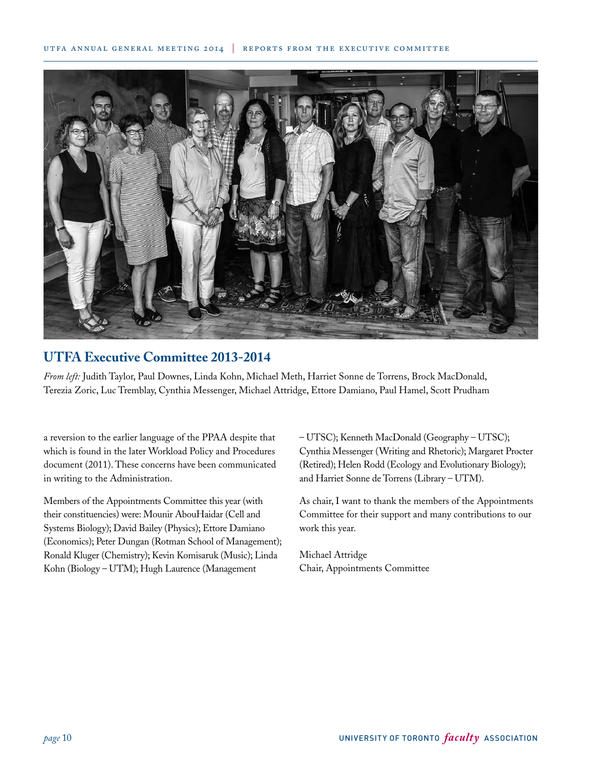## UTFA Executive Committee 2013-2014

*From left:* Judith Taylor, Paul Downes, Linda Kohn, Michael Meth, Harriet Sonne de Torrens, Brock MacDonald, Terezia Zoric, Luc Tremblay, Cynthia Messenger, Michael Attridge, Ettore Damiano, Paul Hamel, Scott Prudham

a reversion to the earlier language of the PPAA despite that which is found in the later Workload Policy and Procedures document (2011). These concerns have been communicated in writing to the Administration.

Members of the Appointments Committee this year (with their constituencies) were: Mounir AbouHaidar (Cell and Systems Biology); David Bailey (Physics); Ettore Damiano (Economics); Peter Dungan (Rotman School of Management); Ronald Kluger (Chemistry); Kevin Komisaruk (Music); Linda Kohn (Biology – UTM); Hugh Laurence (Management – UTSC); Kenneth MacDonald (Geography – UTSC); Cynthia Messenger (Writing and Rhetoric); Margaret Procter (Retired); Helen Rodd (Ecology and Evolutionary Biology); and Harriet Sonne de Torrens (Library – UTM).

As chair, I want to thank the members of the Appointments Committee for their support and many contributions to our work this year.

Michael Attridge
Chair, Appointments Committee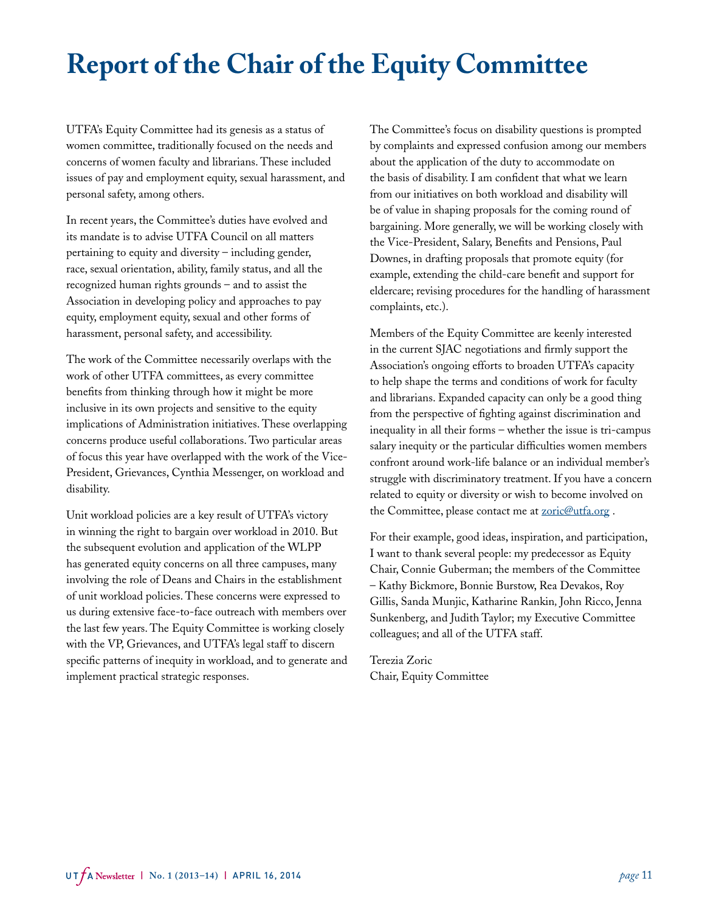# Report of the Chair of the Equity Committee

UTFA's Equity Committee had its genesis as a status of women committee, traditionally focused on the needs and concerns of women faculty and librarians. These included issues of pay and employment equity, sexual harassment, and personal safety, among others.

In recent years, the Committee's duties have evolved and its mandate is to advise UTFA Council on all matters pertaining to equity and diversity – including gender, race, sexual orientation, ability, family status, and all the recognized human rights grounds – and to assist the Association in developing policy and approaches to pay equity, employment equity, sexual and other forms of harassment, personal safety, and accessibility.

The work of the Committee necessarily overlaps with the work of other UTFA committees, as every committee benefits from thinking through how it might be more inclusive in its own projects and sensitive to the equity implications of Administration initiatives. These overlapping concerns produce useful collaborations. Two particular areas of focus this year have overlapped with the work of the Vice-President, Grievances, Cynthia Messenger, on workload and disability.

Unit workload policies are a key result of UTFA's victory in winning the right to bargain over workload in 2010. But the subsequent evolution and application of the WLPP has generated equity concerns on all three campuses, many involving the role of Deans and Chairs in the establishment of unit workload policies. These concerns were expressed to us during extensive face-to-face outreach with members over the last few years. The Equity Committee is working closely with the VP, Grievances, and UTFA's legal staff to discern specific patterns of inequity in workload, and to generate and implement practical strategic responses.

The Committee's focus on disability questions is prompted by complaints and expressed confusion among our members about the application of the duty to accommodate on the basis of disability. I am confident that what we learn from our initiatives on both workload and disability will be of value in shaping proposals for the coming round of bargaining. More generally, we will be working closely with the Vice-President, Salary, Benefits and Pensions, Paul Downes, in drafting proposals that promote equity (for example, extending the child-care benefit and support for eldercare; revising procedures for the handling of harassment complaints, etc.).

Members of the Equity Committee are keenly interested in the current SJAC negotiations and firmly support the Association's ongoing efforts to broaden UTFA's capacity to help shape the terms and conditions of work for faculty and librarians. Expanded capacity can only be a good thing from the perspective of fighting against discrimination and inequality in all their forms – whether the issue is tri-campus salary inequity or the particular difficulties women members confront around work-life balance or an individual member's struggle with discriminatory treatment. If you have a concern related to equity or diversity or wish to become involved on the Committee, please contact me at zoric@utfa.org .

For their example, good ideas, inspiration, and participation, I want to thank several people: my predecessor as Equity Chair, Connie Guberman; the members of the Committee – Kathy Bickmore, Bonnie Burstow, Rea Devakos, Roy Gillis, Sanda Munjic, Katharine Rankin, John Ricco, Jenna Sunkenberg, and Judith Taylor; my Executive Committee colleagues; and all of the UTFA staff.

Terezia Zoric
Chair, Equity Committee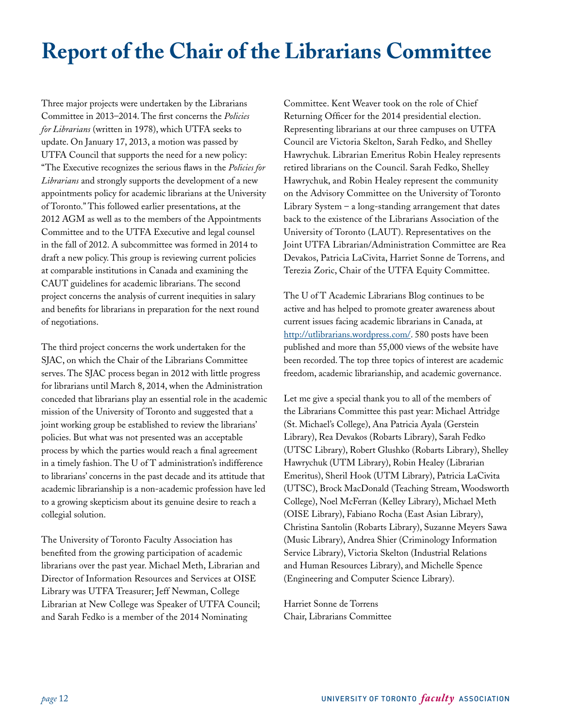# Report of the Chair of the Librarians Committee

Three major projects were undertaken by the Librarians Committee in 2013–2014. The first concerns the *Policies for Librarians* (written in 1978), which UTFA seeks to update. On January 17, 2013, a motion was passed by UTFA Council that supports the need for a new policy: "The Executive recognizes the serious flaws in the *Policies for Librarians* and strongly supports the development of a new appointments policy for academic librarians at the University of Toronto." This followed earlier presentations, at the 2012 AGM as well as to the members of the Appointments Committee and to the UTFA Executive and legal counsel in the fall of 2012. A subcommittee was formed in 2014 to draft a new policy. This group is reviewing current policies at comparable institutions in Canada and examining the CAUT guidelines for academic librarians. The second project concerns the analysis of current inequities in salary and benefits for librarians in preparation for the next round of negotiations.

The third project concerns the work undertaken for the SJAC, on which the Chair of the Librarians Committee serves. The SJAC process began in 2012 with little progress for librarians until March 8, 2014, when the Administration conceded that librarians play an essential role in the academic mission of the University of Toronto and suggested that a joint working group be established to review the librarians' policies. But what was not presented was an acceptable process by which the parties would reach a final agreement in a timely fashion. The U of T administration's indifference to librarians' concerns in the past decade and its attitude that academic librarianship is a non-academic profession have led to a growing skepticism about its genuine desire to reach a collegial solution.

The University of Toronto Faculty Association has benefited from the growing participation of academic librarians over the past year. Michael Meth, Librarian and Director of Information Resources and Services at OISE Library was UTFA Treasurer; Jeff Newman, College Librarian at New College was Speaker of UTFA Council; and Sarah Fedko is a member of the 2014 Nominating Committee. Kent Weaver took on the role of Chief Returning Officer for the 2014 presidential election. Representing librarians at our three campuses on UTFA Council are Victoria Skelton, Sarah Fedko, and Shelley Hawrychuk. Librarian Emeritus Robin Healey represents retired librarians on the Council. Sarah Fedko, Shelley Hawrychuk, and Robin Healey represent the community on the Advisory Committee on the University of Toronto Library System – a long-standing arrangement that dates back to the existence of the Librarians Association of the University of Toronto (LAUT). Representatives on the Joint UTFA Librarian/Administration Committee are Rea Devakos, Patricia LaCivita, Harriet Sonne de Torrens, and Terezia Zoric, Chair of the UTFA Equity Committee.

The U of T Academic Librarians Blog continues to be active and has helped to promote greater awareness about current issues facing academic librarians in Canada, at [http://utlibrarians.wordpress.com/](http://utlibrarians.wordpress.com/). 580 posts have been published and more than 55,000 views of the website have been recorded. The top three topics of interest are academic freedom, academic librarianship, and academic governance.

Let me give a special thank you to all of the members of the Librarians Committee this past year: Michael Attridge (St. Michael's College), Ana Patricia Ayala (Gerstein Library), Rea Devakos (Robarts Library), Sarah Fedko (UTSC Library), Robert Glushko (Robarts Library), Shelley Hawrychuk (UTM Library), Robin Healey (Librarian Emeritus), Sheril Hook (UTM Library), Patricia LaCivita (UTSC), Brock MacDonald (Teaching Stream, Woodsworth College), Noel McFerran (Kelley Library), Michael Meth (OISE Library), Fabiano Rocha (East Asian Library), Christina Santolin (Robarts Library), Suzanne Meyers Sawa (Music Library), Andrea Shier (Criminology Information Service Library), Victoria Skelton (Industrial Relations and Human Resources Library), and Michelle Spence (Engineering and Computer Science Library).

Harriet Sonne de Torrens
Chair, Librarians Committee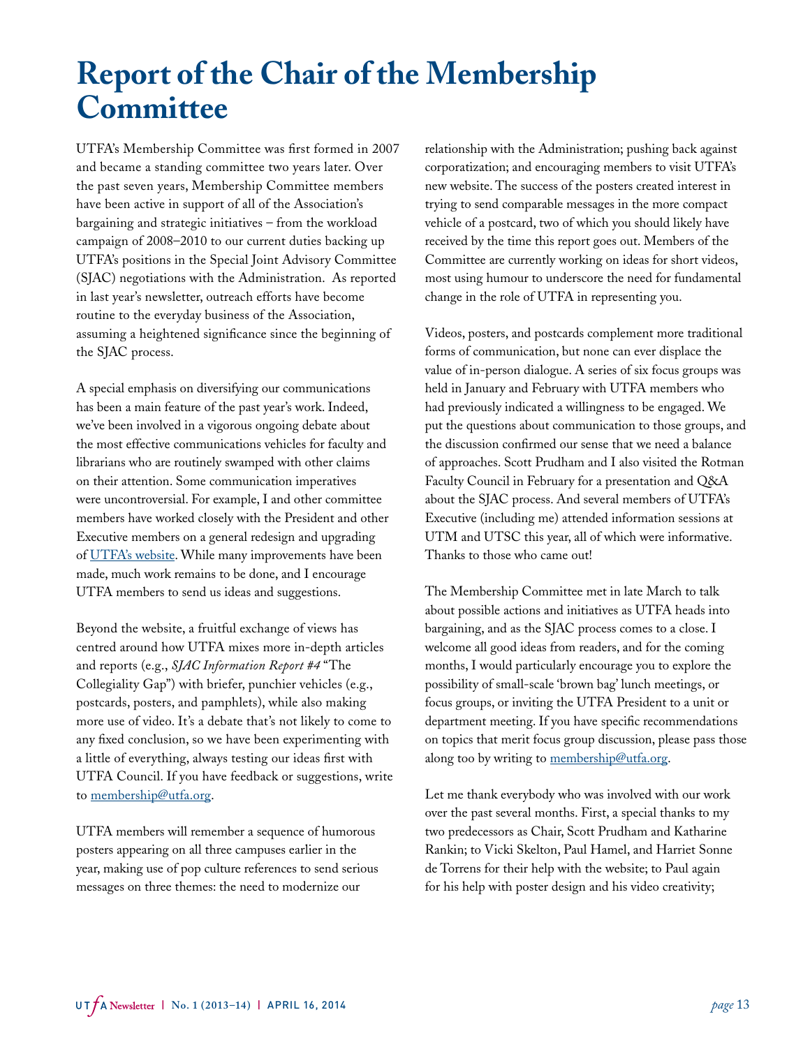# Report of the Chair of the Membership Committee

UTFA's Membership Committee was first formed in 2007 and became a standing committee two years later. Over the past seven years, Membership Committee members have been active in support of all of the Association's bargaining and strategic initiatives – from the workload campaign of 2008–2010 to our current duties backing up UTFA's positions in the Special Joint Advisory Committee (SJAC) negotiations with the Administration. As reported in last year's newsletter, outreach efforts have become routine to the everyday business of the Association, assuming a heightened significance since the beginning of the SJAC process.

A special emphasis on diversifying our communications has been a main feature of the past year's work. Indeed, we've been involved in a vigorous ongoing debate about the most effective communications vehicles for faculty and librarians who are routinely swamped with other claims on their attention. Some communication imperatives were uncontroversial. For example, I and other committee members have worked closely with the President and other Executive members on a general redesign and upgrading of UTFA's website. While many improvements have been made, much work remains to be done, and I encourage UTFA members to send us ideas and suggestions.

Beyond the website, a fruitful exchange of views has centred around how UTFA mixes more in-depth articles and reports (e.g., *SJAC Information Report #4* "The Collegiality Gap") with briefer, punchier vehicles (e.g., postcards, posters, and pamphlets), while also making more use of video. It's a debate that's not likely to come to any fixed conclusion, so we have been experimenting with a little of everything, always testing our ideas first with UTFA Council. If you have feedback or suggestions, write to membership@utfa.org.

UTFA members will remember a sequence of humorous posters appearing on all three campuses earlier in the year, making use of pop culture references to send serious messages on three themes: the need to modernize our relationship with the Administration; pushing back against corporatization; and encouraging members to visit UTFA's new website. The success of the posters created interest in trying to send comparable messages in the more compact vehicle of a postcard, two of which you should likely have received by the time this report goes out. Members of the Committee are currently working on ideas for short videos, most using humour to underscore the need for fundamental change in the role of UTFA in representing you.

Videos, posters, and postcards complement more traditional forms of communication, but none can ever displace the value of in-person dialogue. A series of six focus groups was held in January and February with UTFA members who had previously indicated a willingness to be engaged. We put the questions about communication to those groups, and the discussion confirmed our sense that we need a balance of approaches. Scott Prudham and I also visited the Rotman Faculty Council in February for a presentation and Q&A about the SJAC process. And several members of UTFA's Executive (including me) attended information sessions at UTM and UTSC this year, all of which were informative. Thanks to those who came out!

The Membership Committee met in late March to talk about possible actions and initiatives as UTFA heads into bargaining, and as the SJAC process comes to a close. I welcome all good ideas from readers, and for the coming months, I would particularly encourage you to explore the possibility of small-scale 'brown bag' lunch meetings, or focus groups, or inviting the UTFA President to a unit or department meeting. If you have specific recommendations on topics that merit focus group discussion, please pass those along too by writing to membership@utfa.org.

Let me thank everybody who was involved with our work over the past several months. First, a special thanks to my two predecessors as Chair, Scott Prudham and Katharine Rankin; to Vicki Skelton, Paul Hamel, and Harriet Sonne de Torrens for their help with the website; to Paul again for his help with poster design and his video creativity;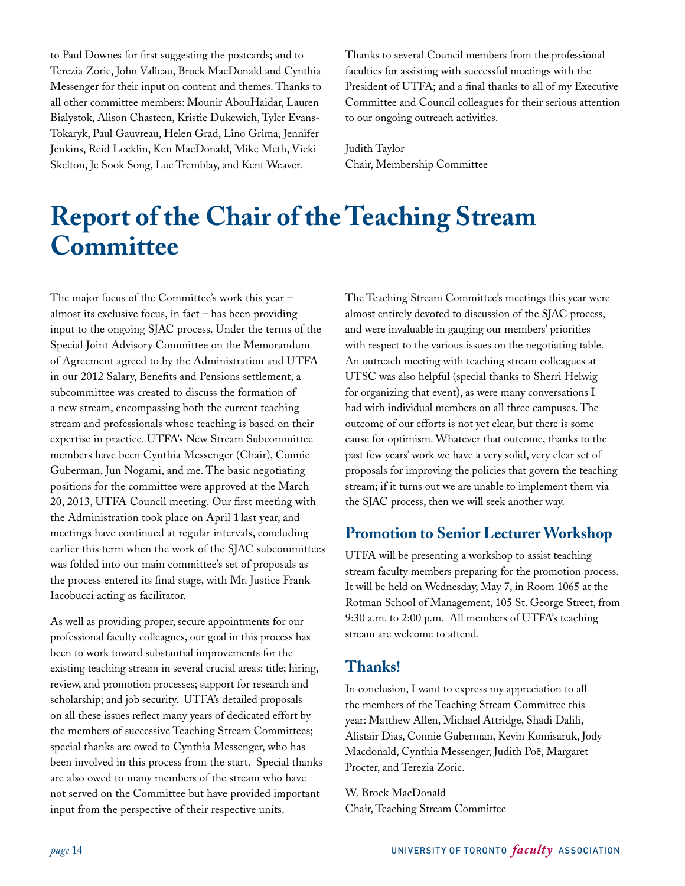to Paul Downes for first suggesting the postcards; and to Terezia Zoric, John Valleau, Brock MacDonald and Cynthia Messenger for their input on content and themes. Thanks to all other committee members: Mounir AbouHaidar, Lauren Bialystok, Alison Chasteen, Kristie Dukewich, Tyler Evans-Tokaryk, Paul Gauvreau, Helen Grad, Lino Grima, Jennifer Jenkins, Reid Locklin, Ken MacDonald, Mike Meth, Vicki Skelton, Je Sook Song, Luc Tremblay, and Kent Weaver.

Thanks to several Council members from the professional faculties for assisting with successful meetings with the President of UTFA; and a final thanks to all of my Executive Committee and Council colleagues for their serious attention to our ongoing outreach activities.

Judith Taylor
Chair, Membership Committee

# Report of the Chair of the Teaching Stream Committee

The major focus of the Committee's work this year – almost its exclusive focus, in fact – has been providing input to the ongoing SJAC process. Under the terms of the Special Joint Advisory Committee on the Memorandum of Agreement agreed to by the Administration and UTFA in our 2012 Salary, Benefits and Pensions settlement, a subcommittee was created to discuss the formation of a new stream, encompassing both the current teaching stream and professionals whose teaching is based on their expertise in practice. UTFA's New Stream Subcommittee members have been Cynthia Messenger (Chair), Connie Guberman, Jun Nogami, and me. The basic negotiating positions for the committee were approved at the March 20, 2013, UTFA Council meeting. Our first meeting with the Administration took place on April 1 last year, and meetings have continued at regular intervals, concluding earlier this term when the work of the SJAC subcommittees was folded into our main committee's set of proposals as the process entered its final stage, with Mr. Justice Frank Iacobucci acting as facilitator.

As well as providing proper, secure appointments for our professional faculty colleagues, our goal in this process has been to work toward substantial improvements for the existing teaching stream in several crucial areas: title; hiring, review, and promotion processes; support for research and scholarship; and job security. UTFA's detailed proposals on all these issues reflect many years of dedicated effort by the members of successive Teaching Stream Committees; special thanks are owed to Cynthia Messenger, who has been involved in this process from the start. Special thanks are also owed to many members of the stream who have not served on the Committee but have provided important input from the perspective of their respective units.

The Teaching Stream Committee's meetings this year were almost entirely devoted to discussion of the SJAC process, and were invaluable in gauging our members' priorities with respect to the various issues on the negotiating table. An outreach meeting with teaching stream colleagues at UTSC was also helpful (special thanks to Sherri Helwig for organizing that event), as were many conversations I had with individual members on all three campuses. The outcome of our efforts is not yet clear, but there is some cause for optimism. Whatever that outcome, thanks to the past few years' work we have a very solid, very clear set of proposals for improving the policies that govern the teaching stream; if it turns out we are unable to implement them via the SJAC process, then we will seek another way.

## Promotion to Senior Lecturer Workshop

UTFA will be presenting a workshop to assist teaching stream faculty members preparing for the promotion process. It will be held on Wednesday, May 7, in Room 1065 at the Rotman School of Management, 105 St. George Street, from 9:30 a.m. to 2:00 p.m. All members of UTFA's teaching stream are welcome to attend.

## Thanks!

In conclusion, I want to express my appreciation to all the members of the Teaching Stream Committee this year: Matthew Allen, Michael Attridge, Shadi Dalili, Alistair Dias, Connie Guberman, Kevin Komisaruk, Jody Macdonald, Cynthia Messenger, Judith Poë, Margaret Procter, and Terezia Zoric.

W. Brock MacDonald
Chair, Teaching Stream Committee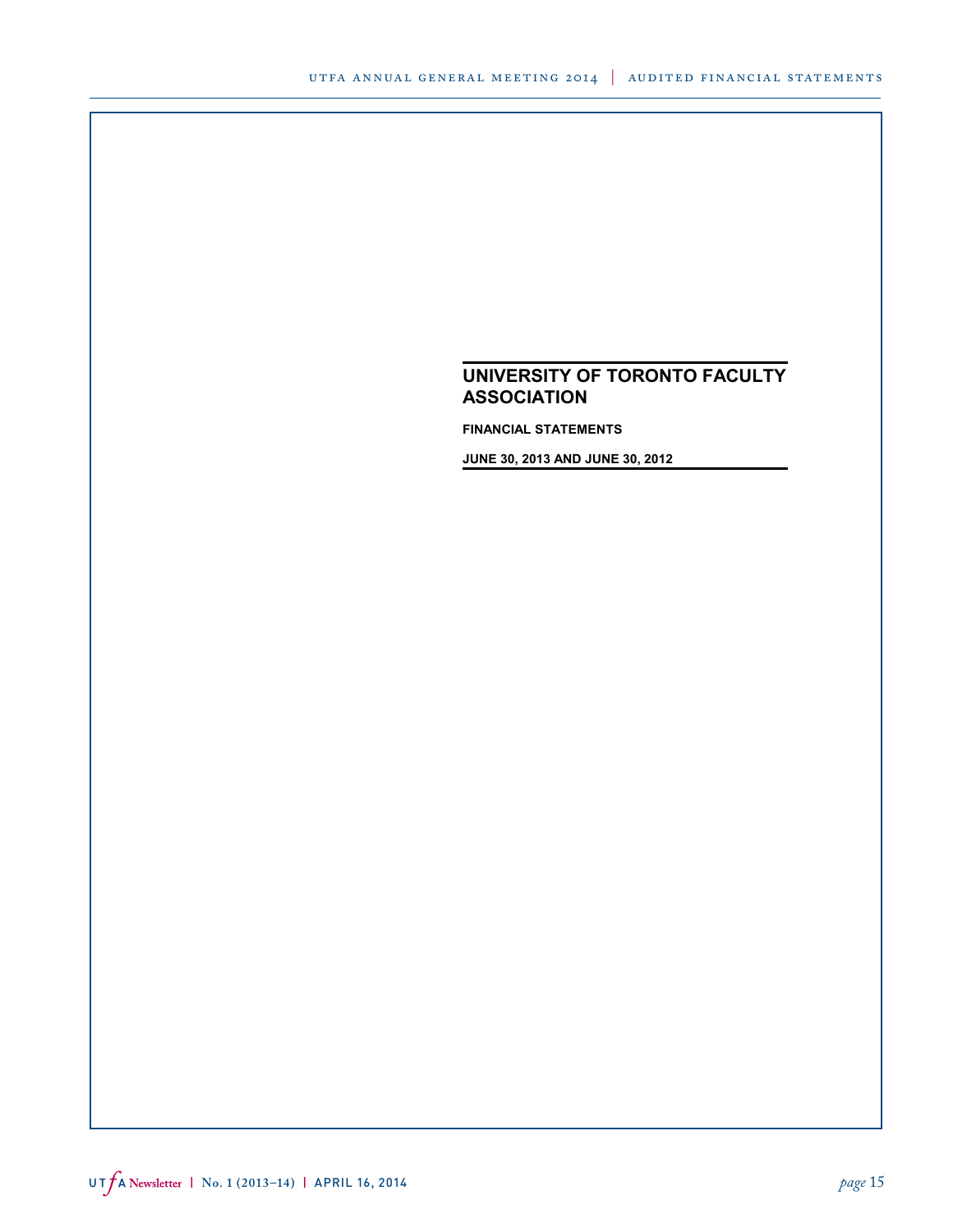# UNIVERSITY OF TORONTO FACULTY ASSOCIATION

**FINANCIAL STATEMENTS**

**JUNE 30, 2013 AND JUNE 30, 2012**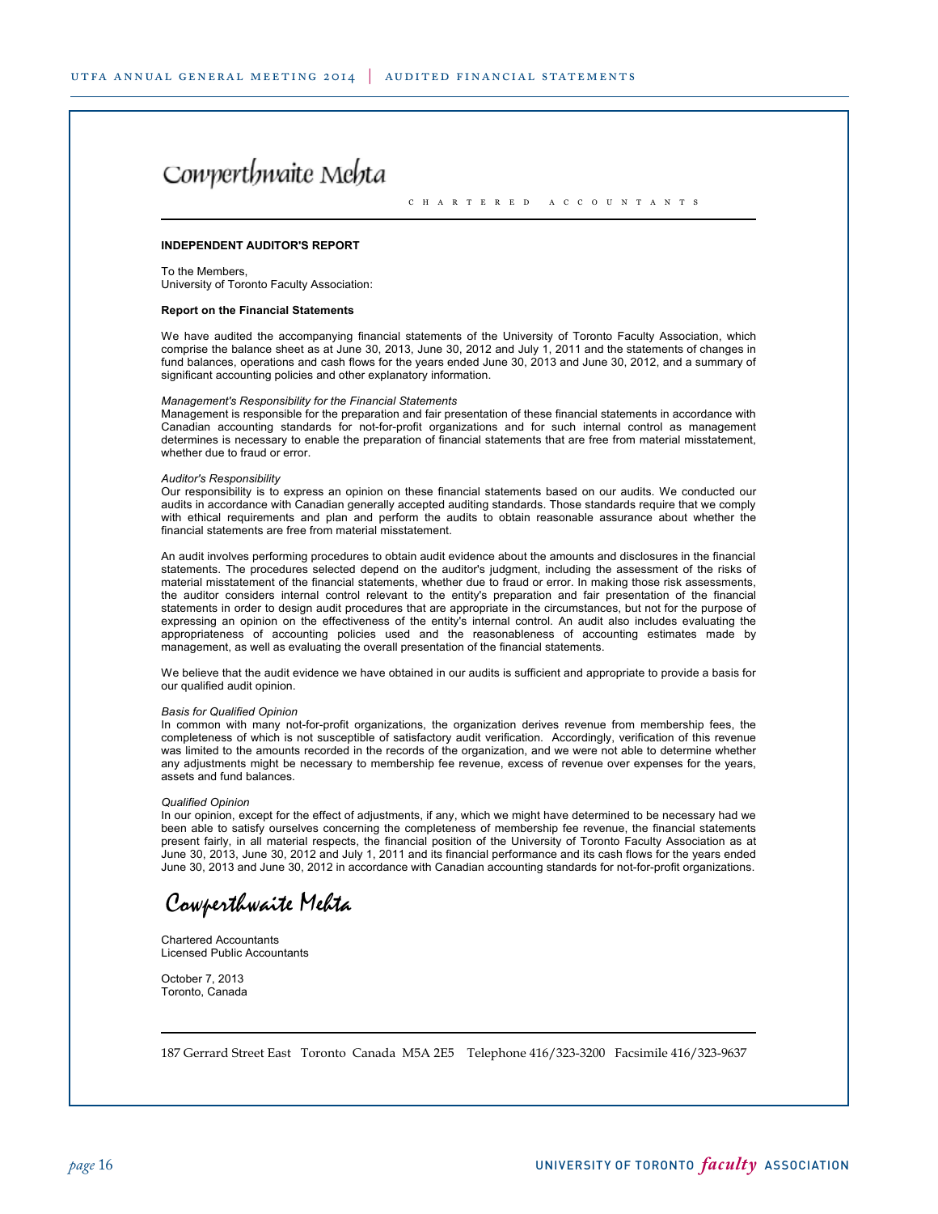Cowperthwaite Mehta

CHARTERED ACCOUNTANTS

**INDEPENDENT AUDITOR'S REPORT**

To the Members,
University of Toronto Faculty Association:

**Report on the Financial Statements**

We have audited the accompanying financial statements of the University of Toronto Faculty Association, which comprise the balance sheet as at June 30, 2013, June 30, 2012 and July 1, 2011 and the statements of changes in fund balances, operations and cash flows for the years ended June 30, 2013 and June 30, 2012, and a summary of significant accounting policies and other explanatory information.

*Management's Responsibility for the Financial Statements*
Management is responsible for the preparation and fair presentation of these financial statements in accordance with Canadian accounting standards for not-for-profit organizations and for such internal control as management determines is necessary to enable the preparation of financial statements that are free from material misstatement, whether due to fraud or error.

*Auditor's Responsibility*
Our responsibility is to express an opinion on these financial statements based on our audits. We conducted our audits in accordance with Canadian generally accepted auditing standards. Those standards require that we comply with ethical requirements and plan and perform the audits to obtain reasonable assurance about whether the financial statements are free from material misstatement.

An audit involves performing procedures to obtain audit evidence about the amounts and disclosures in the financial statements. The procedures selected depend on the auditor's judgment, including the assessment of the risks of material misstatement of the financial statements, whether due to fraud or error. In making those risk assessments, the auditor considers internal control relevant to the entity's preparation and fair presentation of the financial statements in order to design audit procedures that are appropriate in the circumstances, but not for the purpose of expressing an opinion on the effectiveness of the entity's internal control. An audit also includes evaluating the appropriateness of accounting policies used and the reasonableness of accounting estimates made by management, as well as evaluating the overall presentation of the financial statements.

We believe that the audit evidence we have obtained in our audits is sufficient and appropriate to provide a basis for our qualified audit opinion.

*Basis for Qualified Opinion*
In common with many not-for-profit organizations, the organization derives revenue from membership fees, the completeness of which is not susceptible of satisfactory audit verification. Accordingly, verification of this revenue was limited to the amounts recorded in the records of the organization, and we were not able to determine whether any adjustments might be necessary to membership fee revenue, excess of revenue over expenses for the years, assets and fund balances.

*Qualified Opinion*
In our opinion, except for the effect of adjustments, if any, which we might have determined to be necessary had we been able to satisfy ourselves concerning the completeness of membership fee revenue, the financial statements present fairly, in all material respects, the financial position of the University of Toronto Faculty Association as at June 30, 2013, June 30, 2012 and July 1, 2011 and its financial performance and its cash flows for the years ended June 30, 2013 and June 30, 2012 in accordance with Canadian accounting standards for not-for-profit organizations.

Cowperthwaite Mehta

Chartered Accountants
Licensed Public Accountants

October 7, 2013
Toronto, Canada

187 Gerrard Street East Toronto Canada M5A 2E5 Telephone 416/323-3200 Facsimile 416/323-9637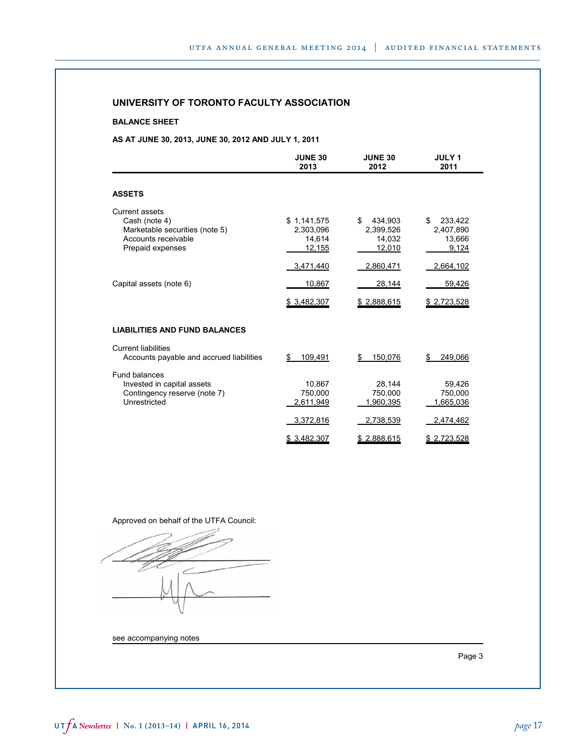## UNIVERSITY OF TORONTO FACULTY ASSOCIATION

### BALANCE SHEET

### AS AT JUNE 30, 2013, JUNE 30, 2012 AND JULY 1, 2011

| | JUNE 30 2013 | JUNE 30 2012 | JULY 1 2011 |
|---|---|---|---|
| **ASSETS** | | | |
| Current assets | | | |
| Cash (note 4) | $ 1,141,575 | $ 434,903 | $ 233,422 |
| Marketable securities (note 5) | 2,303,096 | 2,399,526 | 2,407,890 |
| Accounts receivable | 14,614 | 14,032 | 13,666 |
| Prepaid expenses | 12,155 | 12,010 | 9,124 |
| | 3,471,440 | 2,860,471 | 2,664,102 |
| Capital assets (note 6) | 10,867 | 28,144 | 59,426 |
| | $ 3,482,307 | $ 2,888,615 | $ 2,723,528 |
| **LIABILITIES AND FUND BALANCES** | | | |
| Current liabilities | | | |
| Accounts payable and accrued liabilities | $ 109,491 | $ 150,076 | $ 249,066 |
| Fund balances | | | |
| Invested in capital assets | 10,867 | 28,144 | 59,426 |
| Contingency reserve (note 7) | 750,000 | 750,000 | 750,000 |
| Unrestricted | 2,611,949 | 1,960,395 | 1,665,036 |
| | 3,372,816 | 2,738,539 | 2,474,462 |
| | $ 3,482,307 | $ 2,888,615 | $ 2,723,528 |

Approved on behalf of the UTFA Council:

see accompanying notes

Page 3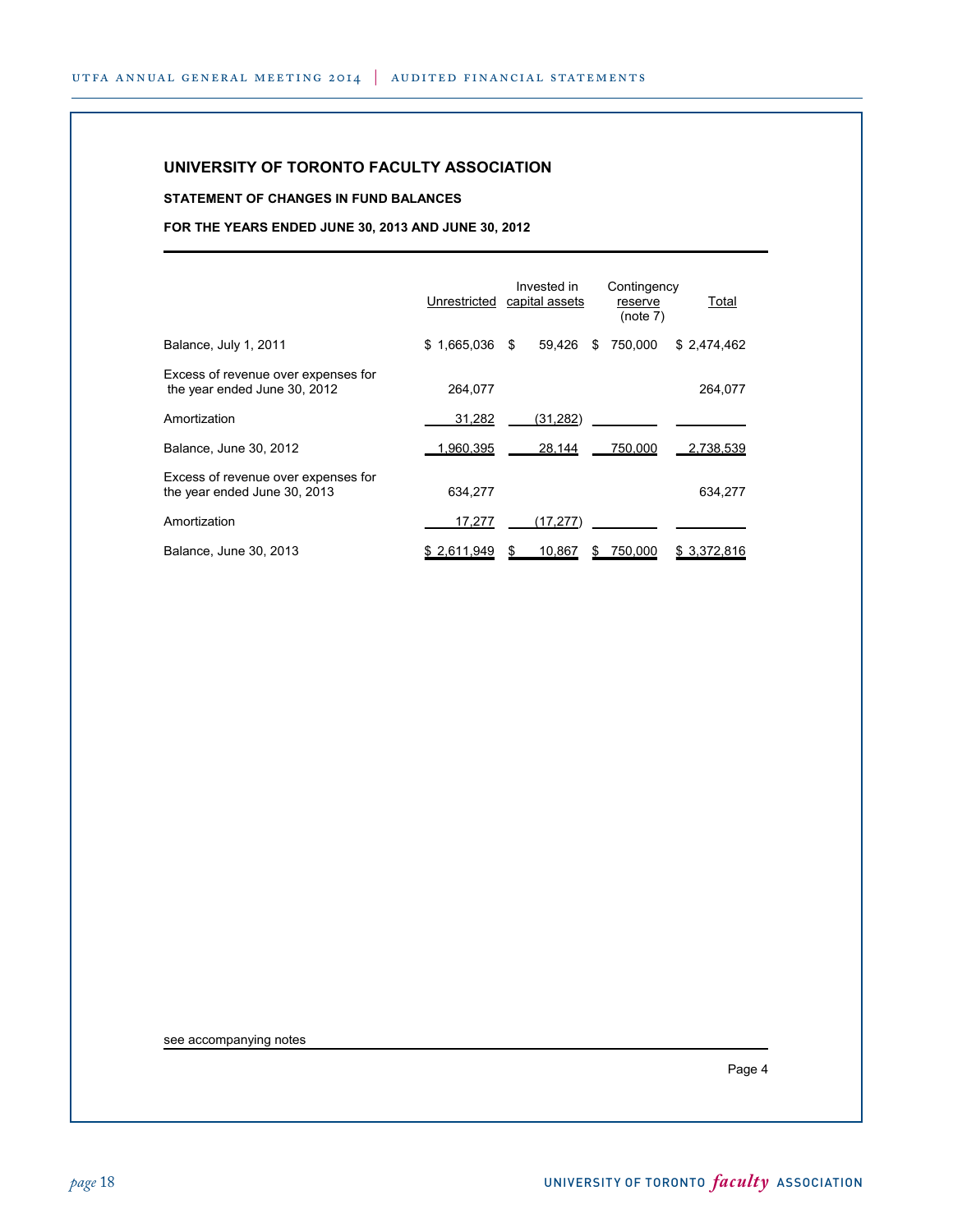# UNIVERSITY OF TORONTO FACULTY ASSOCIATION

**STATEMENT OF CHANGES IN FUND BALANCES**

**FOR THE YEARS ENDED JUNE 30, 2013 AND JUNE 30, 2012**

| | Unrestricted | Invested in capital assets | Contingency reserve (note 7) | Total |
|---|---|---|---|---|
| Balance, July 1, 2011 | $ 1,665,036 | $ 59,426 | $ 750,000 | $ 2,474,462 |
| Excess of revenue over expenses for the year ended June 30, 2012 | 264,077 | | | 264,077 |
| Amortization | 31,282 | (31,282) | | |
| Balance, June 30, 2012 | 1,960,395 | 28,144 | 750,000 | 2,738,539 |
| Excess of revenue over expenses for the year ended June 30, 2013 | 634,277 | | | 634,277 |
| Amortization | 17,277 | (17,277) | | |
| Balance, June 30, 2013 | $ 2,611,949 | $ 10,867 | $ 750,000 | $ 3,372,816 |

see accompanying notes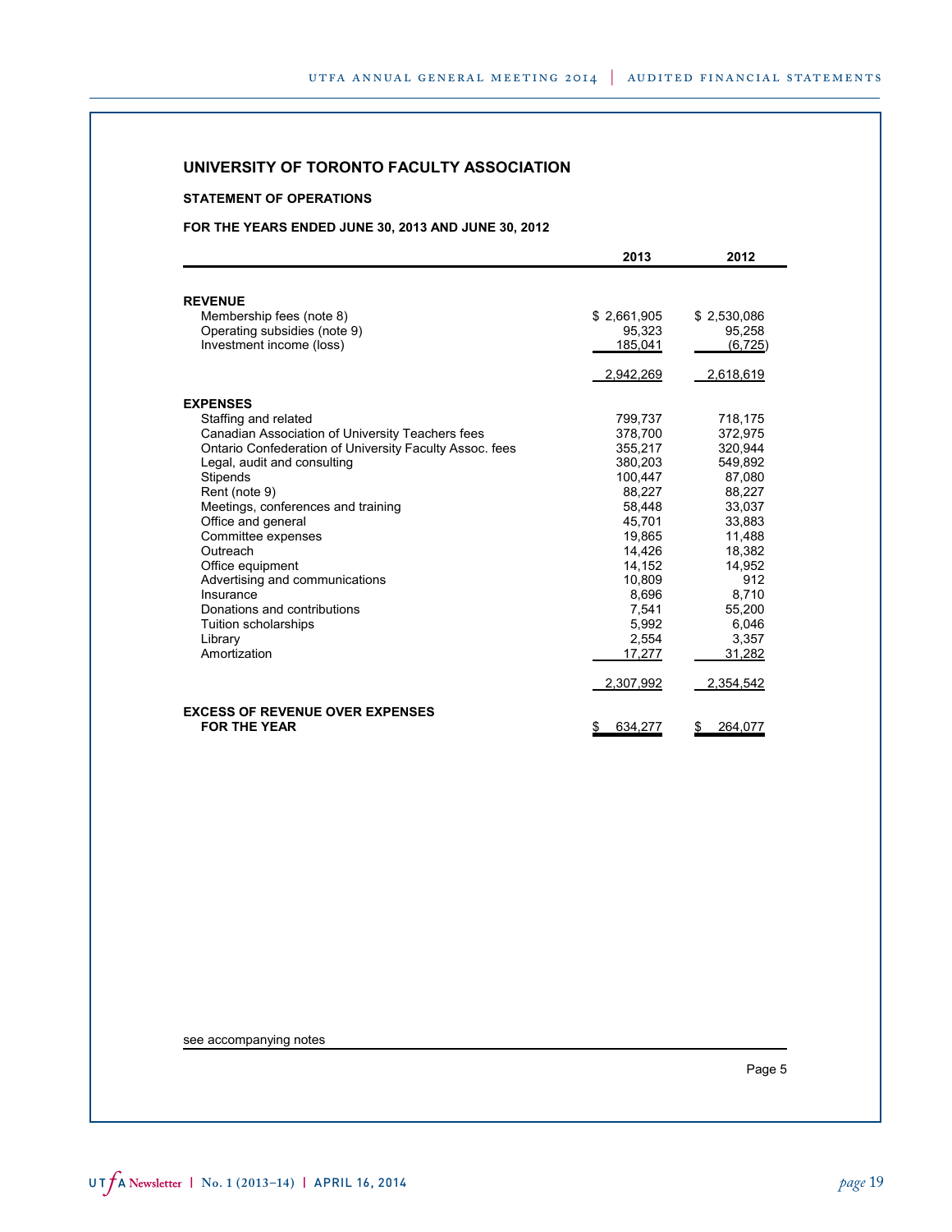# UNIVERSITY OF TORONTO FACULTY ASSOCIATION

## STATEMENT OF OPERATIONS

**FOR THE YEARS ENDED JUNE 30, 2013 AND JUNE 30, 2012**

| | 2013 | 2012 |
|---|---|---|
| **REVENUE** | | |
| Membership fees (note 8) | $ 2,661,905 | $ 2,530,086 |
| Operating subsidies (note 9) | 95,323 | 95,258 |
| Investment income (loss) | 185,041 | (6,725) |
| | 2,942,269 | 2,618,619 |
| **EXPENSES** | | |
| Staffing and related | 799,737 | 718,175 |
| Canadian Association of University Teachers fees | 378,700 | 372,975 |
| Ontario Confederation of University Faculty Assoc. fees | 355,217 | 320,944 |
| Legal, audit and consulting | 380,203 | 549,892 |
| Stipends | 100,447 | 87,080 |
| Rent (note 9) | 88,227 | 88,227 |
| Meetings, conferences and training | 58,448 | 33,037 |
| Office and general | 45,701 | 33,883 |
| Committee expenses | 19,865 | 11,488 |
| Outreach | 14,426 | 18,382 |
| Office equipment | 14,152 | 14,952 |
| Advertising and communications | 10,809 | 912 |
| Insurance | 8,696 | 8,710 |
| Donations and contributions | 7,541 | 55,200 |
| Tuition scholarships | 5,992 | 6,046 |
| Library | 2,554 | 3,357 |
| Amortization | 17,277 | 31,282 |
| | 2,307,992 | 2,354,542 |
| **EXCESS OF REVENUE OVER EXPENSES FOR THE YEAR** | $ 634,277 | $ 264,077 |

see accompanying notes

Page 5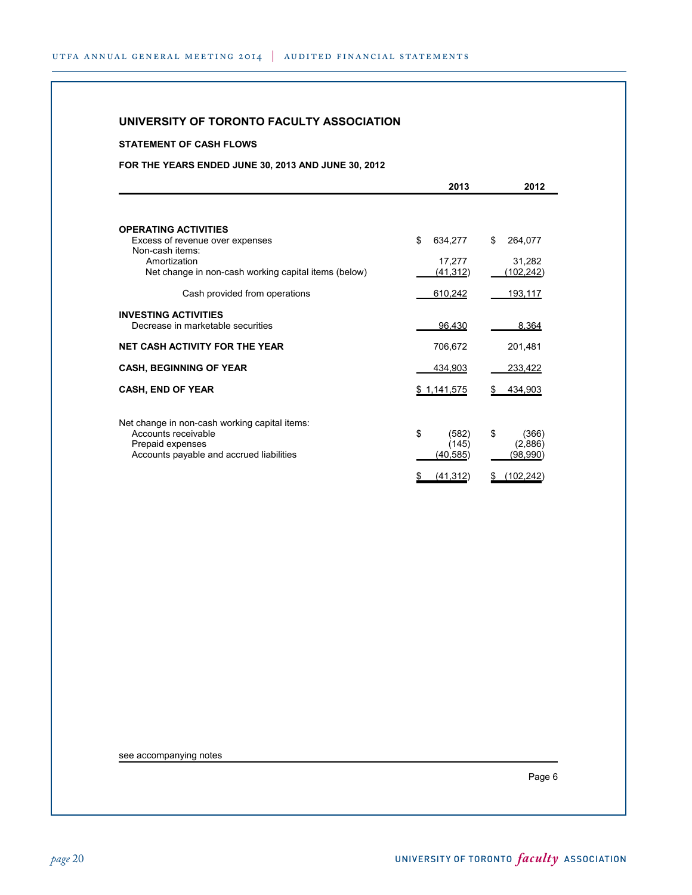# UNIVERSITY OF TORONTO FACULTY ASSOCIATION

## STATEMENT OF CASH FLOWS

### FOR THE YEARS ENDED JUNE 30, 2013 AND JUNE 30, 2012

| | 2013 | 2012 |
|---|---|---|
| **OPERATING ACTIVITIES** | | |
| Excess of revenue over expenses | $ 634,277 | $ 264,077 |
| Non-cash items: | | |
| Amortization | 17,277 | 31,282 |
| Net change in non-cash working capital items (below) | (41,312) | (102,242) |
| Cash provided from operations | 610,242 | 193,117 |
| **INVESTING ACTIVITIES** | | |
| Decrease in marketable securities | 96,430 | 8,364 |
| **NET CASH ACTIVITY FOR THE YEAR** | 706,672 | 201,481 |
| **CASH, BEGINNING OF YEAR** | 434,903 | 233,422 |
| **CASH, END OF YEAR** | $ 1,141,575 | $ 434,903 |

| Net change in non-cash working capital items: | 2013 | 2012 |
|---|---|---|
| Accounts receivable | $ (582) | $ (366) |
| Prepaid expenses | (145) | (2,886) |
| Accounts payable and accrued liabilities | (40,585) | (98,990) |
| | $ (41,312) | $ (102,242) |

see accompanying notes

Page 6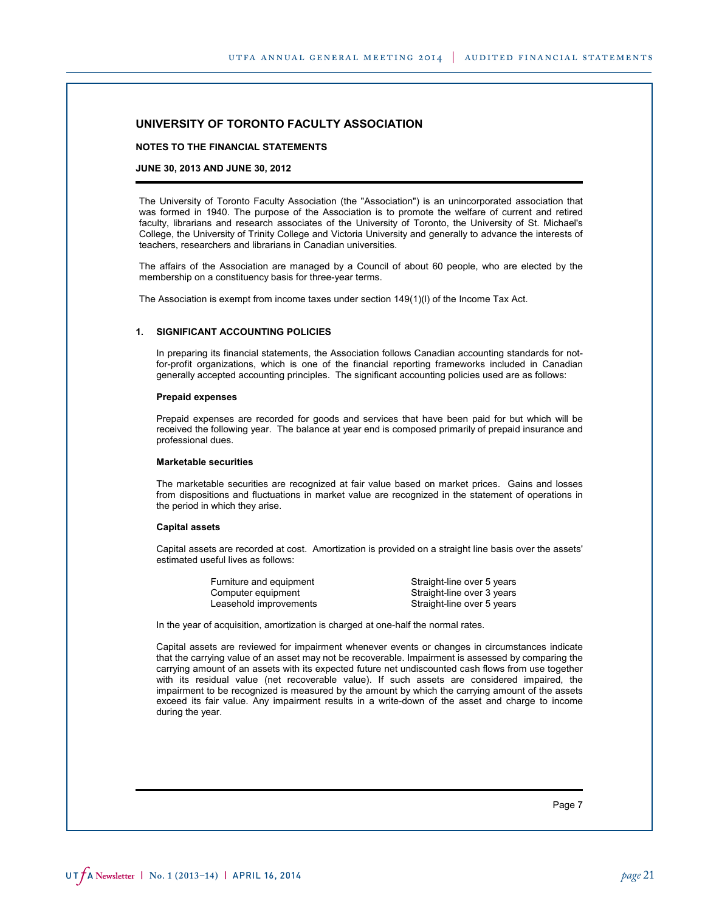## UNIVERSITY OF TORONTO FACULTY ASSOCIATION

**NOTES TO THE FINANCIAL STATEMENTS**

**JUNE 30, 2013 AND JUNE 30, 2012**

The University of Toronto Faculty Association (the "Association") is an unincorporated association that was formed in 1940. The purpose of the Association is to promote the welfare of current and retired faculty, librarians and research associates of the University of Toronto, the University of St. Michael's College, the University of Trinity College and Victoria University and generally to advance the interests of teachers, researchers and librarians in Canadian universities.

The affairs of the Association are managed by a Council of about 60 people, who are elected by the membership on a constituency basis for three-year terms.

The Association is exempt from income taxes under section 149(1)(l) of the Income Tax Act.

### 1. SIGNIFICANT ACCOUNTING POLICIES

In preparing its financial statements, the Association follows Canadian accounting standards for not-for-profit organizations, which is one of the financial reporting frameworks included in Canadian generally accepted accounting principles. The significant accounting policies used are as follows:

**Prepaid expenses**

Prepaid expenses are recorded for goods and services that have been paid for but which will be received the following year. The balance at year end is composed primarily of prepaid insurance and professional dues.

**Marketable securities**

The marketable securities are recognized at fair value based on market prices. Gains and losses from dispositions and fluctuations in market value are recognized in the statement of operations in the period in which they arise.

**Capital assets**

Capital assets are recorded at cost. Amortization is provided on a straight line basis over the assets' estimated useful lives as follows:

| | |
|---|---|
| Furniture and equipment | Straight-line over 5 years |
| Computer equipment | Straight-line over 3 years |
| Leasehold improvements | Straight-line over 5 years |

In the year of acquisition, amortization is charged at one-half the normal rates.

Capital assets are reviewed for impairment whenever events or changes in circumstances indicate that the carrying value of an asset may not be recoverable. Impairment is assessed by comparing the carrying amount of an assets with its expected future net undiscounted cash flows from use together with its residual value (net recoverable value). If such assets are considered impaired, the impairment to be recognized is measured by the amount by which the carrying amount of the assets exceed its fair value. Any impairment results in a write-down of the asset and charge to income during the year.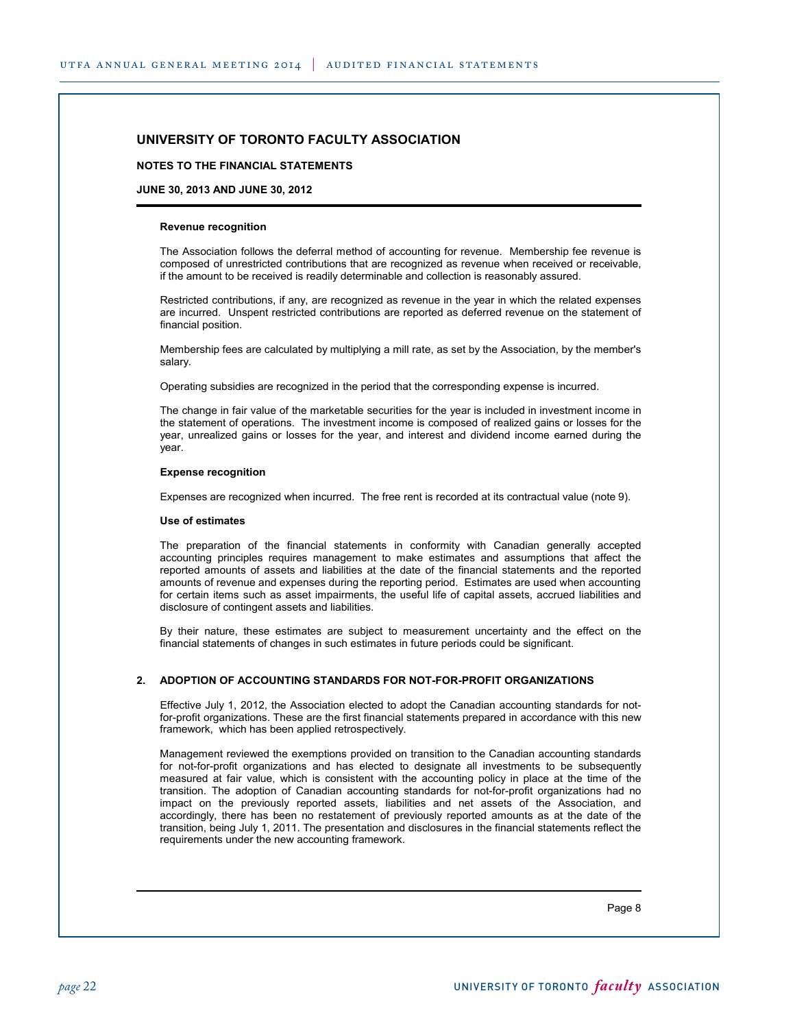## UNIVERSITY OF TORONTO FACULTY ASSOCIATION

**NOTES TO THE FINANCIAL STATEMENTS**

**JUNE 30, 2013 AND JUNE 30, 2012**

**Revenue recognition**

The Association follows the deferral method of accounting for revenue. Membership fee revenue is composed of unrestricted contributions that are recognized as revenue when received or receivable, if the amount to be received is readily determinable and collection is reasonably assured.

Restricted contributions, if any, are recognized as revenue in the year in which the related expenses are incurred. Unspent restricted contributions are reported as deferred revenue on the statement of financial position.

Membership fees are calculated by multiplying a mill rate, as set by the Association, by the member's salary.

Operating subsidies are recognized in the period that the corresponding expense is incurred.

The change in fair value of the marketable securities for the year is included in investment income in the statement of operations. The investment income is composed of realized gains or losses for the year, unrealized gains or losses for the year, and interest and dividend income earned during the year.

**Expense recognition**

Expenses are recognized when incurred. The free rent is recorded at its contractual value (note 9).

**Use of estimates**

The preparation of the financial statements in conformity with Canadian generally accepted accounting principles requires management to make estimates and assumptions that affect the reported amounts of assets and liabilities at the date of the financial statements and the reported amounts of revenue and expenses during the reporting period. Estimates are used when accounting for certain items such as asset impairments, the useful life of capital assets, accrued liabilities and disclosure of contingent assets and liabilities.

By their nature, these estimates are subject to measurement uncertainty and the effect on the financial statements of changes in such estimates in future periods could be significant.

### 2. ADOPTION OF ACCOUNTING STANDARDS FOR NOT-FOR-PROFIT ORGANIZATIONS

Effective July 1, 2012, the Association elected to adopt the Canadian accounting standards for not-for-profit organizations. These are the first financial statements prepared in accordance with this new framework, which has been applied retrospectively.

Management reviewed the exemptions provided on transition to the Canadian accounting standards for not-for-profit organizations and has elected to designate all investments to be subsequently measured at fair value, which is consistent with the accounting policy in place at the time of the transition. The adoption of Canadian accounting standards for not-for-profit organizations had no impact on the previously reported assets, liabilities and net assets of the Association, and accordingly, there has been no restatement of previously reported amounts as at the date of the transition, being July 1, 2011. The presentation and disclosures in the financial statements reflect the requirements under the new accounting framework.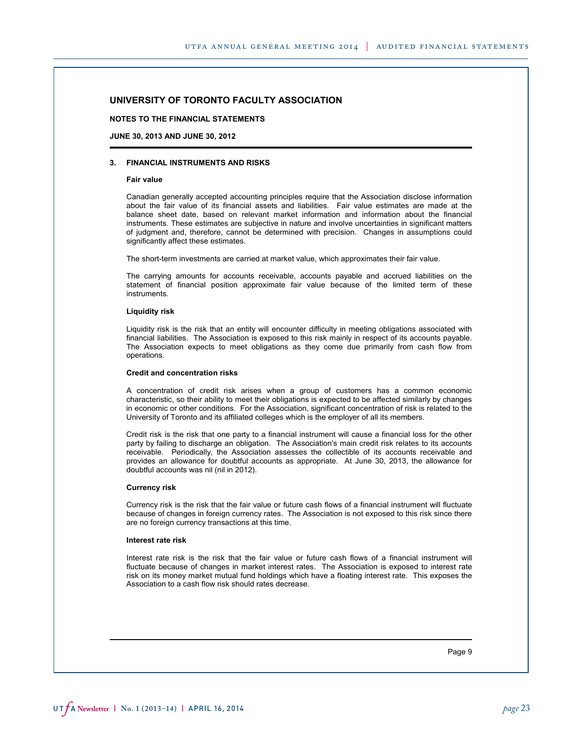## UNIVERSITY OF TORONTO FACULTY ASSOCIATION

**NOTES TO THE FINANCIAL STATEMENTS**

**JUNE 30, 2013 AND JUNE 30, 2012**

### 3. FINANCIAL INSTRUMENTS AND RISKS

**Fair value**

Canadian generally accepted accounting principles require that the Association disclose information about the fair value of its financial assets and liabilities. Fair value estimates are made at the balance sheet date, based on relevant market information and information about the financial instruments. These estimates are subjective in nature and involve uncertainties in significant matters of judgment and, therefore, cannot be determined with precision. Changes in assumptions could significantly affect these estimates.

The short-term investments are carried at market value, which approximates their fair value.

The carrying amounts for accounts receivable, accounts payable and accrued liabilities on the statement of financial position approximate fair value because of the limited term of these instruments.

**Liquidity risk**

Liquidity risk is the risk that an entity will encounter difficulty in meeting obligations associated with financial liabilities. The Association is exposed to this risk mainly in respect of its accounts payable. The Association expects to meet obligations as they come due primarily from cash flow from operations.

**Credit and concentration risks**

A concentration of credit risk arises when a group of customers has a common economic characteristic, so their ability to meet their obligations is expected to be affected similarly by changes in economic or other conditions. For the Association, significant concentration of risk is related to the University of Toronto and its affiliated colleges which is the employer of all its members.

Credit risk is the risk that one party to a financial instrument will cause a financial loss for the other party by failing to discharge an obligation. The Association's main credit risk relates to its accounts receivable. Periodically, the Association assesses the collectible of its accounts receivable and provides an allowance for doubtful accounts as appropriate. At June 30, 2013, the allowance for doubtful accounts was nil (nil in 2012).

**Currency risk**

Currency risk is the risk that the fair value or future cash flows of a financial instrument will fluctuate because of changes in foreign currency rates. The Association is not exposed to this risk since there are no foreign currency transactions at this time.

**Interest rate risk**

Interest rate risk is the risk that the fair value or future cash flows of a financial instrument will fluctuate because of changes in market interest rates. The Association is exposed to interest rate risk on its money market mutual fund holdings which have a floating interest rate. This exposes the Association to a cash flow risk should rates decrease.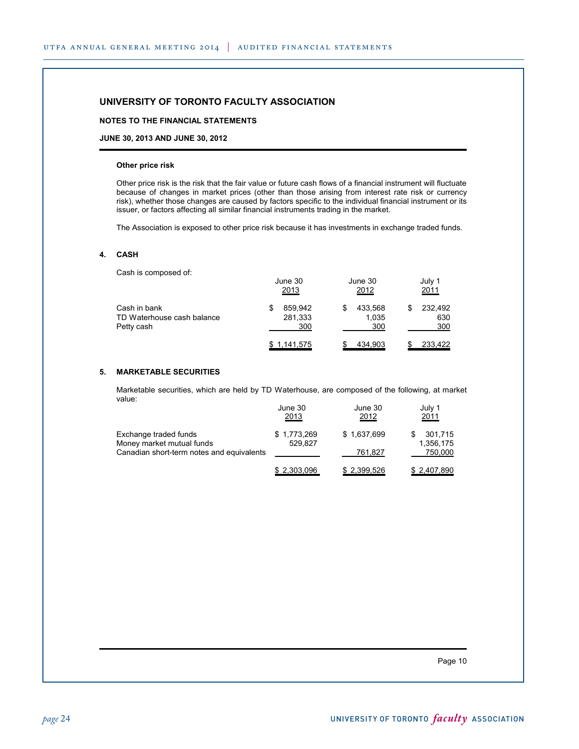# UNIVERSITY OF TORONTO FACULTY ASSOCIATION

**NOTES TO THE FINANCIAL STATEMENTS**

**JUNE 30, 2013 AND JUNE 30, 2012**

**Other price risk**

Other price risk is the risk that the fair value or future cash flows of a financial instrument will fluctuate because of changes in market prices (other than those arising from interest rate risk or currency risk), whether those changes are caused by factors specific to the individual financial instrument or its issuer, or factors affecting all similar financial instruments trading in the market.

The Association is exposed to other price risk because it has investments in exchange traded funds.

## 4. CASH

Cash is composed of:

| | June 30 2013 | June 30 2012 | July 1 2011 |
|---|---|---|---|
| Cash in bank | $ 859,942 | $ 433,568 | $ 232,492 |
| TD Waterhouse cash balance | 281,333 | 1,035 | 630 |
| Petty cash | 300 | 300 | 300 |
| | $ 1,141,575 | $ 434,903 | $ 233,422 |

## 5. MARKETABLE SECURITIES

Marketable securities, which are held by TD Waterhouse, are composed of the following, at market value:

| | June 30 2013 | June 30 2012 | July 1 2011 |
|---|---|---|---|
| Exchange traded funds | $ 1,773,269 | $ 1,637,699 | $ 301,715 |
| Money market mutual funds | 529,827 | | 1,356,175 |
| Canadian short-term notes and equivalents | | 761,827 | 750,000 |
| | $ 2,303,096 | $ 2,399,526 | $ 2,407,890 |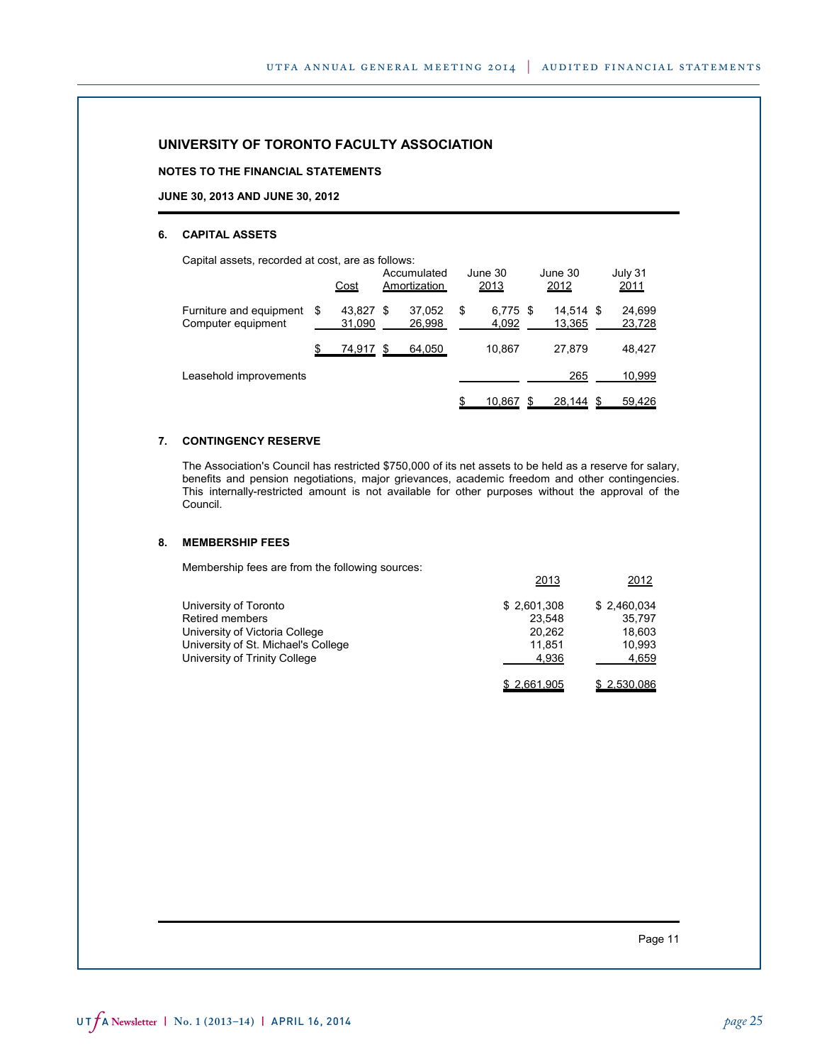# UNIVERSITY OF TORONTO FACULTY ASSOCIATION

**NOTES TO THE FINANCIAL STATEMENTS**

**JUNE 30, 2013 AND JUNE 30, 2012**

## 6. CAPITAL ASSETS

Capital assets, recorded at cost, are as follows:

| | Cost | Accumulated Amortization | June 30 2013 | June 30 2012 | July 31 2011 |
|---|---|---|---|---|---|
| Furniture and equipment | $ 43,827 | $ 37,052 | $ 6,775 | $ 14,514 | $ 24,699 |
| Computer equipment | 31,090 | 26,998 | 4,092 | 13,365 | 23,728 |
| | $ 74,917 | $ 64,050 | 10,867 | 27,879 | 48,427 |
| Leasehold improvements | | | | 265 | 10,999 |
| | | | $ 10,867 | $ 28,144 | $ 59,426 |

## 7. CONTINGENCY RESERVE

The Association's Council has restricted $750,000 of its net assets to be held as a reserve for salary, benefits and pension negotiations, major grievances, academic freedom and other contingencies. This internally-restricted amount is not available for other purposes without the approval of the Council.

## 8. MEMBERSHIP FEES

Membership fees are from the following sources:

| | 2013 | 2012 |
|---|---|---|
| University of Toronto | $ 2,601,308 | $ 2,460,034 |
| Retired members | 23,548 | 35,797 |
| University of Victoria College | 20,262 | 18,603 |
| University of St. Michael's College | 11,851 | 10,993 |
| University of Trinity College | 4,936 | 4,659 |
| | $ 2,661,905 | $ 2,530,086 |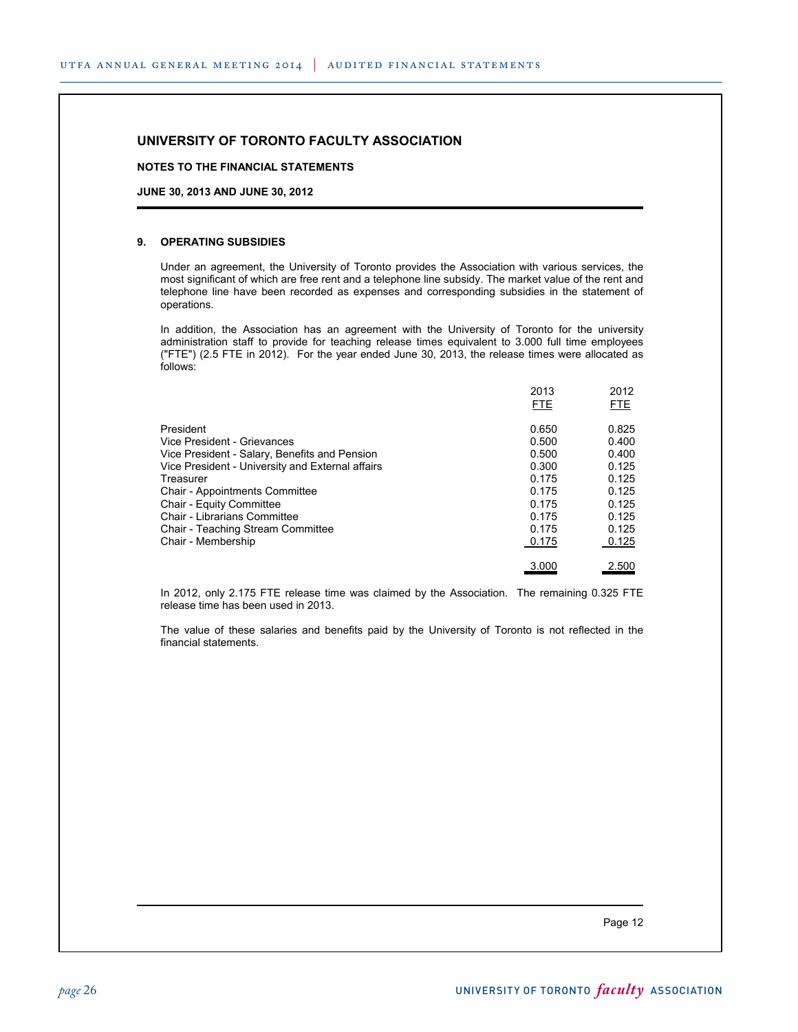## UNIVERSITY OF TORONTO FACULTY ASSOCIATION

**NOTES TO THE FINANCIAL STATEMENTS**

**JUNE 30, 2013 AND JUNE 30, 2012**

### 9. OPERATING SUBSIDIES

Under an agreement, the University of Toronto provides the Association with various services, the most significant of which are free rent and a telephone line subsidy. The market value of the rent and telephone line have been recorded as expenses and corresponding subsidies in the statement of operations.

In addition, the Association has an agreement with the University of Toronto for the university administration staff to provide for teaching release times equivalent to 3.000 full time employees ("FTE") (2.5 FTE in 2012). For the year ended June 30, 2013, the release times were allocated as follows:

| | 2013 FTE | 2012 FTE |
|---|---|---|
| President | 0.650 | 0.825 |
| Vice President - Grievances | 0.500 | 0.400 |
| Vice President - Salary, Benefits and Pension | 0.500 | 0.400 |
| Vice President - University and External affairs | 0.300 | 0.125 |
| Treasurer | 0.175 | 0.125 |
| Chair - Appointments Committee | 0.175 | 0.125 |
| Chair - Equity Committee | 0.175 | 0.125 |
| Chair - Librarians Committee | 0.175 | 0.125 |
| Chair - Teaching Stream Committee | 0.175 | 0.125 |
| Chair - Membership | 0.175 | 0.125 |
| | 3.000 | 2.500 |

In 2012, only 2.175 FTE release time was claimed by the Association. The remaining 0.325 FTE release time has been used in 2013.

The value of these salaries and benefits paid by the University of Toronto is not reflected in the financial statements.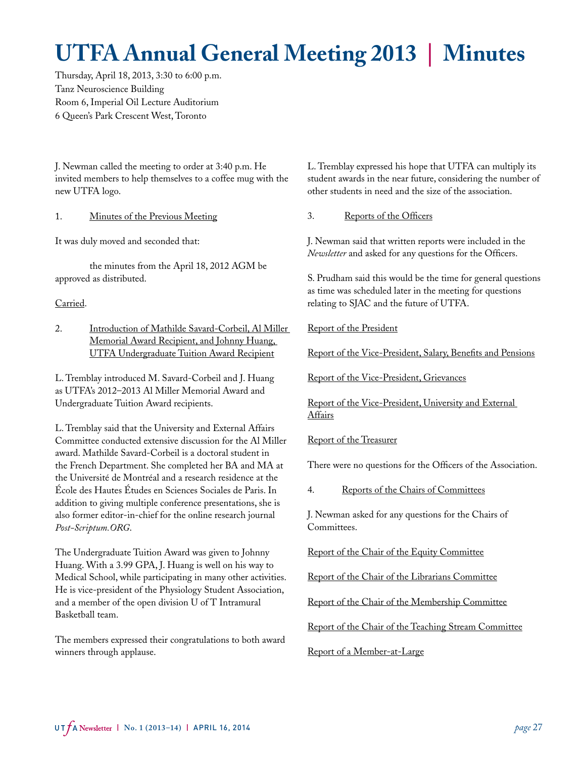# UTFA Annual General Meeting 2013 | Minutes

Thursday, April 18, 2013, 3:30 to 6:00 p.m.
Tanz Neuroscience Building
Room 6, Imperial Oil Lecture Auditorium
6 Queen's Park Crescent West, Toronto

J. Newman called the meeting to order at 3:40 p.m. He invited members to help themselves to a coffee mug with the new UTFA logo.

1. Minutes of the Previous Meeting

It was duly moved and seconded that:

the minutes from the April 18, 2012 AGM be approved as distributed.

Carried.

2. Introduction of Mathilde Savard-Corbeil, Al Miller Memorial Award Recipient, and Johnny Huang, UTFA Undergraduate Tuition Award Recipient

L. Tremblay introduced M. Savard-Corbeil and J. Huang as UTFA's 2012–2013 Al Miller Memorial Award and Undergraduate Tuition Award recipients.

L. Tremblay said that the University and External Affairs Committee conducted extensive discussion for the Al Miller award. Mathilde Savard-Corbeil is a doctoral student in the French Department. She completed her BA and MA at the Université de Montréal and a research residence at the École des Hautes Études en Sciences Sociales de Paris. In addition to giving multiple conference presentations, she is also former editor-in-chief for the online research journal *Post-Scriptum.ORG*.

The Undergraduate Tuition Award was given to Johnny Huang. With a 3.99 GPA, J. Huang is well on his way to Medical School, while participating in many other activities. He is vice-president of the Physiology Student Association, and a member of the open division U of T Intramural Basketball team.

The members expressed their congratulations to both award winners through applause.

L. Tremblay expressed his hope that UTFA can multiply its student awards in the near future, considering the number of other students in need and the size of the association.

3. Reports of the Officers

J. Newman said that written reports were included in the *Newsletter* and asked for any questions for the Officers.

S. Prudham said this would be the time for general questions as time was scheduled later in the meeting for questions relating to SJAC and the future of UTFA.

Report of the President

Report of the Vice-President, Salary, Benefits and Pensions

Report of the Vice-President, Grievances

Report of the Vice-President, University and External Affairs

Report of the Treasurer

There were no questions for the Officers of the Association.

4. Reports of the Chairs of Committees

J. Newman asked for any questions for the Chairs of Committees.

Report of the Chair of the Equity Committee

Report of the Chair of the Librarians Committee

Report of the Chair of the Membership Committee

Report of the Chair of the Teaching Stream Committee

Report of a Member-at-Large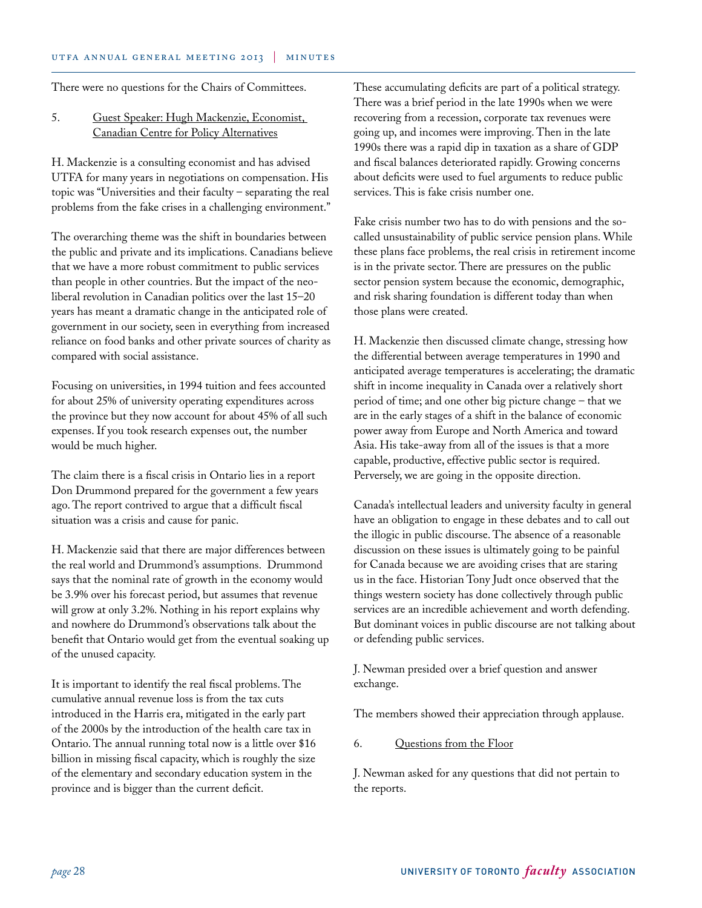There were no questions for the Chairs of Committees.

5. Guest Speaker: Hugh Mackenzie, Economist, Canadian Centre for Policy Alternatives

H. Mackenzie is a consulting economist and has advised UTFA for many years in negotiations on compensation. His topic was "Universities and their faculty – separating the real problems from the fake crises in a challenging environment."

The overarching theme was the shift in boundaries between the public and private and its implications. Canadians believe that we have a more robust commitment to public services than people in other countries. But the impact of the neo-liberal revolution in Canadian politics over the last 15–20 years has meant a dramatic change in the anticipated role of government in our society, seen in everything from increased reliance on food banks and other private sources of charity as compared with social assistance.

Focusing on universities, in 1994 tuition and fees accounted for about 25% of university operating expenditures across the province but they now account for about 45% of all such expenses. If you took research expenses out, the number would be much higher.

The claim there is a fiscal crisis in Ontario lies in a report Don Drummond prepared for the government a few years ago. The report contrived to argue that a difficult fiscal situation was a crisis and cause for panic.

H. Mackenzie said that there are major differences between the real world and Drummond's assumptions. Drummond says that the nominal rate of growth in the economy would be 3.9% over his forecast period, but assumes that revenue will grow at only 3.2%. Nothing in his report explains why and nowhere do Drummond's observations talk about the benefit that Ontario would get from the eventual soaking up of the unused capacity.

It is important to identify the real fiscal problems. The cumulative annual revenue loss is from the tax cuts introduced in the Harris era, mitigated in the early part of the 2000s by the introduction of the health care tax in Ontario. The annual running total now is a little over $16 billion in missing fiscal capacity, which is roughly the size of the elementary and secondary education system in the province and is bigger than the current deficit.

These accumulating deficits are part of a political strategy. There was a brief period in the late 1990s when we were recovering from a recession, corporate tax revenues were going up, and incomes were improving. Then in the late 1990s there was a rapid dip in taxation as a share of GDP and fiscal balances deteriorated rapidly. Growing concerns about deficits were used to fuel arguments to reduce public services. This is fake crisis number one.

Fake crisis number two has to do with pensions and the so-called unsustainability of public service pension plans. While these plans face problems, the real crisis in retirement income is in the private sector. There are pressures on the public sector pension system because the economic, demographic, and risk sharing foundation is different today than when those plans were created.

H. Mackenzie then discussed climate change, stressing how the differential between average temperatures in 1990 and anticipated average temperatures is accelerating; the dramatic shift in income inequality in Canada over a relatively short period of time; and one other big picture change – that we are in the early stages of a shift in the balance of economic power away from Europe and North America and toward Asia. His take-away from all of the issues is that a more capable, productive, effective public sector is required. Perversely, we are going in the opposite direction.

Canada's intellectual leaders and university faculty in general have an obligation to engage in these debates and to call out the illogic in public discourse. The absence of a reasonable discussion on these issues is ultimately going to be painful for Canada because we are avoiding crises that are staring us in the face. Historian Tony Judt once observed that the things western society has done collectively through public services are an incredible achievement and worth defending. But dominant voices in public discourse are not talking about or defending public services.

J. Newman presided over a brief question and answer exchange.

The members showed their appreciation through applause.

6. Questions from the Floor

J. Newman asked for any questions that did not pertain to the reports.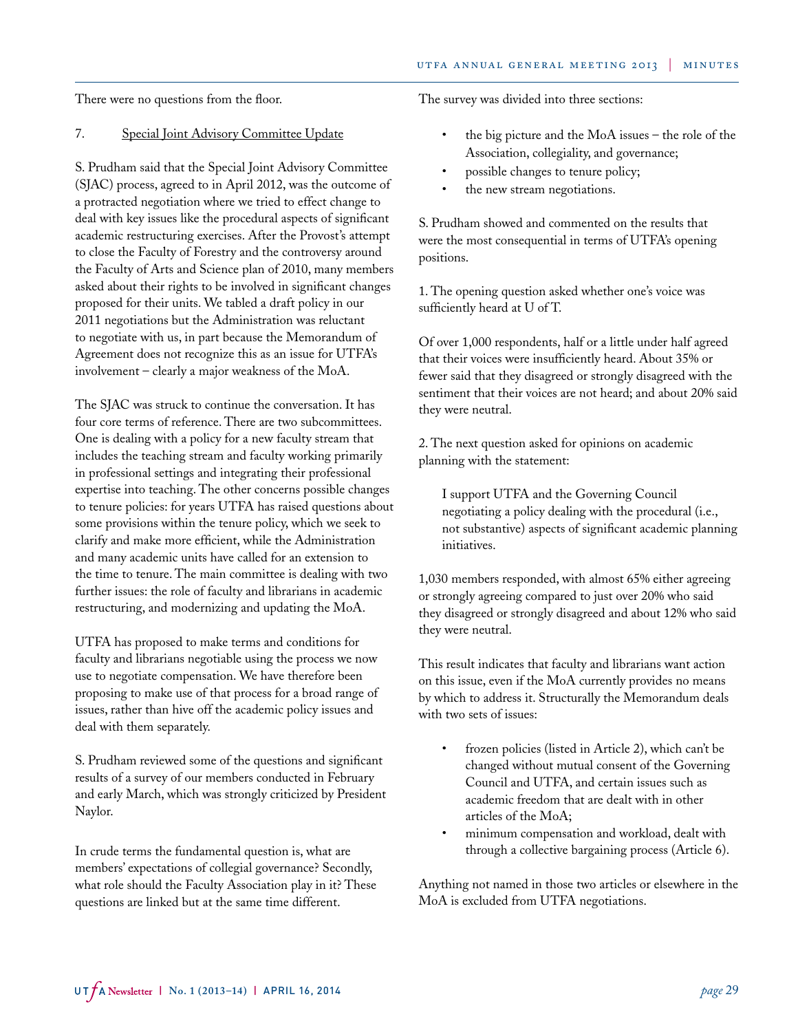There were no questions from the floor.

7. Special Joint Advisory Committee Update

S. Prudham said that the Special Joint Advisory Committee (SJAC) process, agreed to in April 2012, was the outcome of a protracted negotiation where we tried to effect change to deal with key issues like the procedural aspects of significant academic restructuring exercises. After the Provost's attempt to close the Faculty of Forestry and the controversy around the Faculty of Arts and Science plan of 2010, many members asked about their rights to be involved in significant changes proposed for their units. We tabled a draft policy in our 2011 negotiations but the Administration was reluctant to negotiate with us, in part because the Memorandum of Agreement does not recognize this as an issue for UTFA's involvement – clearly a major weakness of the MoA.

The SJAC was struck to continue the conversation. It has four core terms of reference. There are two subcommittees. One is dealing with a policy for a new faculty stream that includes the teaching stream and faculty working primarily in professional settings and integrating their professional expertise into teaching. The other concerns possible changes to tenure policies: for years UTFA has raised questions about some provisions within the tenure policy, which we seek to clarify and make more efficient, while the Administration and many academic units have called for an extension to the time to tenure. The main committee is dealing with two further issues: the role of faculty and librarians in academic restructuring, and modernizing and updating the MoA.

UTFA has proposed to make terms and conditions for faculty and librarians negotiable using the process we now use to negotiate compensation. We have therefore been proposing to make use of that process for a broad range of issues, rather than hive off the academic policy issues and deal with them separately.

S. Prudham reviewed some of the questions and significant results of a survey of our members conducted in February and early March, which was strongly criticized by President Naylor.

In crude terms the fundamental question is, what are members' expectations of collegial governance? Secondly, what role should the Faculty Association play in it? These questions are linked but at the same time different.

The survey was divided into three sections:

- the big picture and the MoA issues – the role of the Association, collegiality, and governance;
- possible changes to tenure policy;
- the new stream negotiations.

S. Prudham showed and commented on the results that were the most consequential in terms of UTFA's opening positions.

1. The opening question asked whether one's voice was sufficiently heard at U of T.

Of over 1,000 respondents, half or a little under half agreed that their voices were insufficiently heard. About 35% or fewer said that they disagreed or strongly disagreed with the sentiment that their voices are not heard; and about 20% said they were neutral.

2. The next question asked for opinions on academic planning with the statement:

> I support UTFA and the Governing Council negotiating a policy dealing with the procedural (i.e., not substantive) aspects of significant academic planning initiatives.

1,030 members responded, with almost 65% either agreeing or strongly agreeing compared to just over 20% who said they disagreed or strongly disagreed and about 12% who said they were neutral.

This result indicates that faculty and librarians want action on this issue, even if the MoA currently provides no means by which to address it. Structurally the Memorandum deals with two sets of issues:

- frozen policies (listed in Article 2), which can't be changed without mutual consent of the Governing Council and UTFA, and certain issues such as academic freedom that are dealt with in other articles of the MoA;
- minimum compensation and workload, dealt with through a collective bargaining process (Article 6).

Anything not named in those two articles or elsewhere in the MoA is excluded from UTFA negotiations.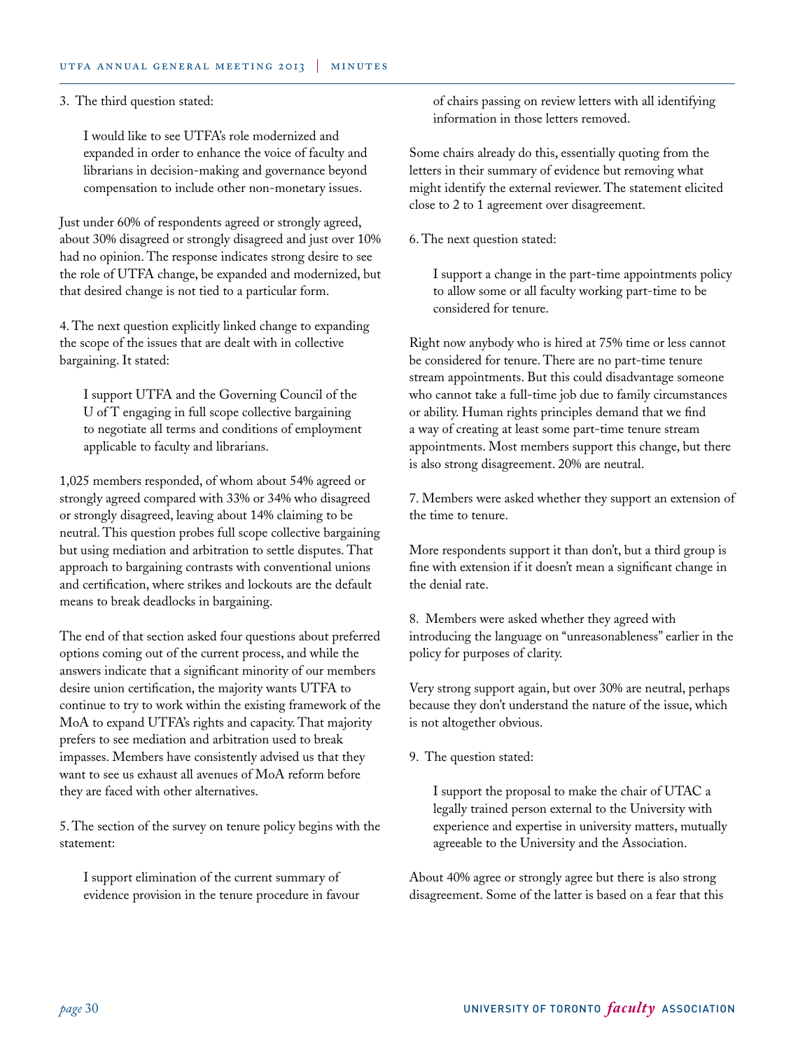3. The third question stated:

> I would like to see UTFA's role modernized and expanded in order to enhance the voice of faculty and librarians in decision-making and governance beyond compensation to include other non-monetary issues.

Just under 60% of respondents agreed or strongly agreed, about 30% disagreed or strongly disagreed and just over 10% had no opinion. The response indicates strong desire to see the role of UTFA change, be expanded and modernized, but that desired change is not tied to a particular form.

4. The next question explicitly linked change to expanding the scope of the issues that are dealt with in collective bargaining. It stated:

> I support UTFA and the Governing Council of the U of T engaging in full scope collective bargaining to negotiate all terms and conditions of employment applicable to faculty and librarians.

1,025 members responded, of whom about 54% agreed or strongly agreed compared with 33% or 34% who disagreed or strongly disagreed, leaving about 14% claiming to be neutral. This question probes full scope collective bargaining but using mediation and arbitration to settle disputes. That approach to bargaining contrasts with conventional unions and certification, where strikes and lockouts are the default means to break deadlocks in bargaining.

The end of that section asked four questions about preferred options coming out of the current process, and while the answers indicate that a significant minority of our members desire union certification, the majority wants UTFA to continue to try to work within the existing framework of the MoA to expand UTFA's rights and capacity. That majority prefers to see mediation and arbitration used to break impasses. Members have consistently advised us that they want to see us exhaust all avenues of MoA reform before they are faced with other alternatives.

5. The section of the survey on tenure policy begins with the statement:

> I support elimination of the current summary of evidence provision in the tenure procedure in favour of chairs passing on review letters with all identifying information in those letters removed.

Some chairs already do this, essentially quoting from the letters in their summary of evidence but removing what might identify the external reviewer. The statement elicited close to 2 to 1 agreement over disagreement.

6. The next question stated:

> I support a change in the part-time appointments policy to allow some or all faculty working part-time to be considered for tenure.

Right now anybody who is hired at 75% time or less cannot be considered for tenure. There are no part-time tenure stream appointments. But this could disadvantage someone who cannot take a full-time job due to family circumstances or ability. Human rights principles demand that we find a way of creating at least some part-time tenure stream appointments. Most members support this change, but there is also strong disagreement. 20% are neutral.

7. Members were asked whether they support an extension of the time to tenure.

More respondents support it than don't, but a third group is fine with extension if it doesn't mean a significant change in the denial rate.

8. Members were asked whether they agreed with introducing the language on "unreasonableness" earlier in the policy for purposes of clarity.

Very strong support again, but over 30% are neutral, perhaps because they don't understand the nature of the issue, which is not altogether obvious.

9. The question stated:

> I support the proposal to make the chair of UTAC a legally trained person external to the University with experience and expertise in university matters, mutually agreeable to the University and the Association.

About 40% agree or strongly agree but there is also strong disagreement. Some of the latter is based on a fear that this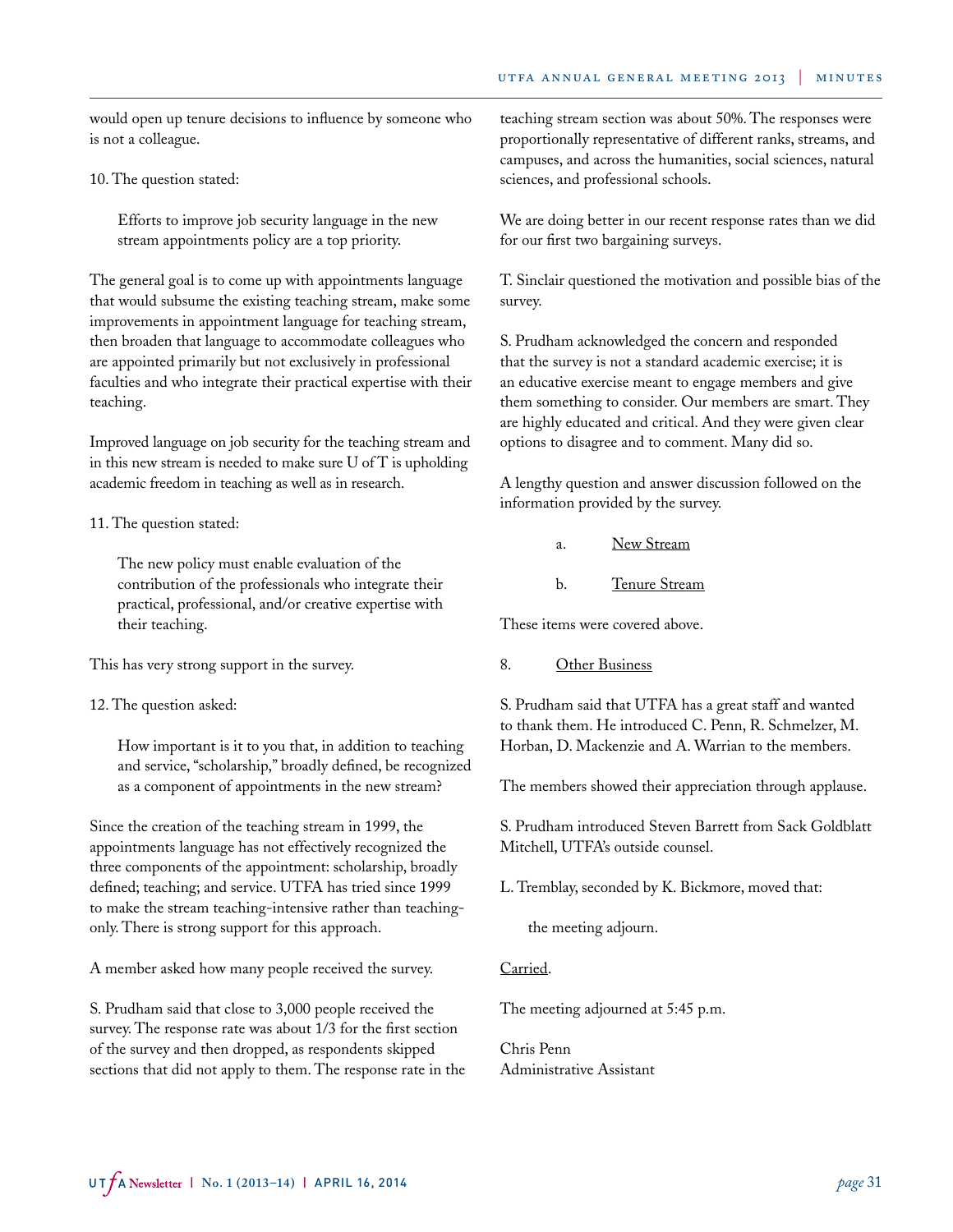would open up tenure decisions to influence by someone who is not a colleague.

10. The question stated:

> Efforts to improve job security language in the new stream appointments policy are a top priority.

The general goal is to come up with appointments language that would subsume the existing teaching stream, make some improvements in appointment language for teaching stream, then broaden that language to accommodate colleagues who are appointed primarily but not exclusively in professional faculties and who integrate their practical expertise with their teaching.

Improved language on job security for the teaching stream and in this new stream is needed to make sure U of T is upholding academic freedom in teaching as well as in research.

11. The question stated:

> The new policy must enable evaluation of the contribution of the professionals who integrate their practical, professional, and/or creative expertise with their teaching.

This has very strong support in the survey.

12. The question asked:

> How important is it to you that, in addition to teaching and service, "scholarship," broadly defined, be recognized as a component of appointments in the new stream?

Since the creation of the teaching stream in 1999, the appointments language has not effectively recognized the three components of the appointment: scholarship, broadly defined; teaching; and service. UTFA has tried since 1999 to make the stream teaching-intensive rather than teaching-only. There is strong support for this approach.

A member asked how many people received the survey.

S. Prudham said that close to 3,000 people received the survey. The response rate was about 1/3 for the first section of the survey and then dropped, as respondents skipped sections that did not apply to them. The response rate in the teaching stream section was about 50%. The responses were proportionally representative of different ranks, streams, and campuses, and across the humanities, social sciences, natural sciences, and professional schools.

We are doing better in our recent response rates than we did for our first two bargaining surveys.

T. Sinclair questioned the motivation and possible bias of the survey.

S. Prudham acknowledged the concern and responded that the survey is not a standard academic exercise; it is an educative exercise meant to engage members and give them something to consider. Our members are smart. They are highly educated and critical. And they were given clear options to disagree and to comment. Many did so.

A lengthy question and answer discussion followed on the information provided by the survey.

a. <u>New Stream</u>

b. <u>Tenure Stream</u>

These items were covered above.

8. <u>Other Business</u>

S. Prudham said that UTFA has a great staff and wanted to thank them. He introduced C. Penn, R. Schmelzer, M. Horban, D. Mackenzie and A. Warrian to the members.

The members showed their appreciation through applause.

S. Prudham introduced Steven Barrett from Sack Goldblatt Mitchell, UTFA's outside counsel.

L. Tremblay, seconded by K. Bickmore, moved that:

> the meeting adjourn.

<u>Carried</u>.

The meeting adjourned at 5:45 p.m.

Chris Penn
Administrative Assistant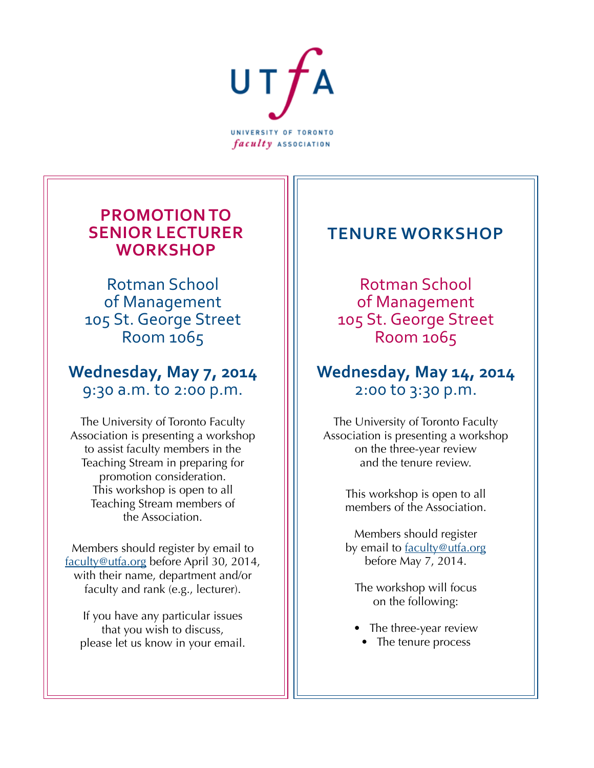UTfA

UNIVERSITY OF TORONTO
*faculty* ASSOCIATION

## PROMOTION TO SENIOR LECTURER WORKSHOP

Rotman School
of Management
105 St. George Street
Room 1065

**Wednesday, May 7, 2014**
9:30 a.m. to 2:00 p.m.

The University of Toronto Faculty Association is presenting a workshop to assist faculty members in the Teaching Stream in preparing for promotion consideration. This workshop is open to all Teaching Stream members of the Association.

Members should register by email to faculty@utfa.org before April 30, 2014, with their name, department and/or faculty and rank (e.g., lecturer).

If you have any particular issues that you wish to discuss, please let us know in your email.

## TENURE WORKSHOP

Rotman School
of Management
105 St. George Street
Room 1065

**Wednesday, May 14, 2014**
2:00 to 3:30 p.m.

The University of Toronto Faculty Association is presenting a workshop on the three-year review and the tenure review.

This workshop is open to all members of the Association.

Members should register by email to faculty@utfa.org before May 7, 2014.

The workshop will focus on the following:

- The three-year review
- The tenure process